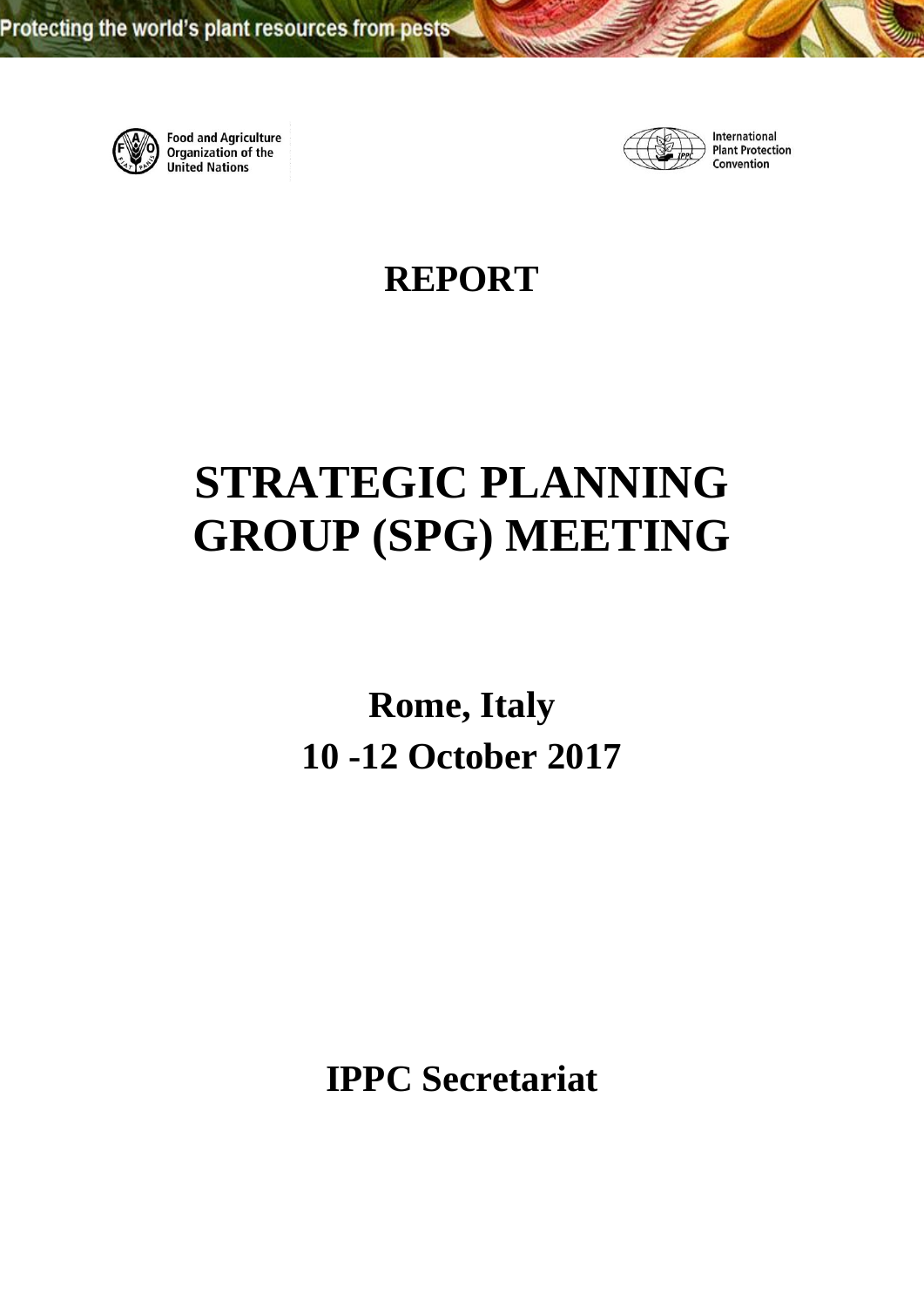Protecting the world's plant resources from pests

Food and Agriculture Organization of the United Nations

International Plant Protection Convention

# REPORT

# STRATEGIC PLANNING GROUP (SPG) MEETING

## Rome, Italy
## 10 -12 October 2017

## IPPC Secretariat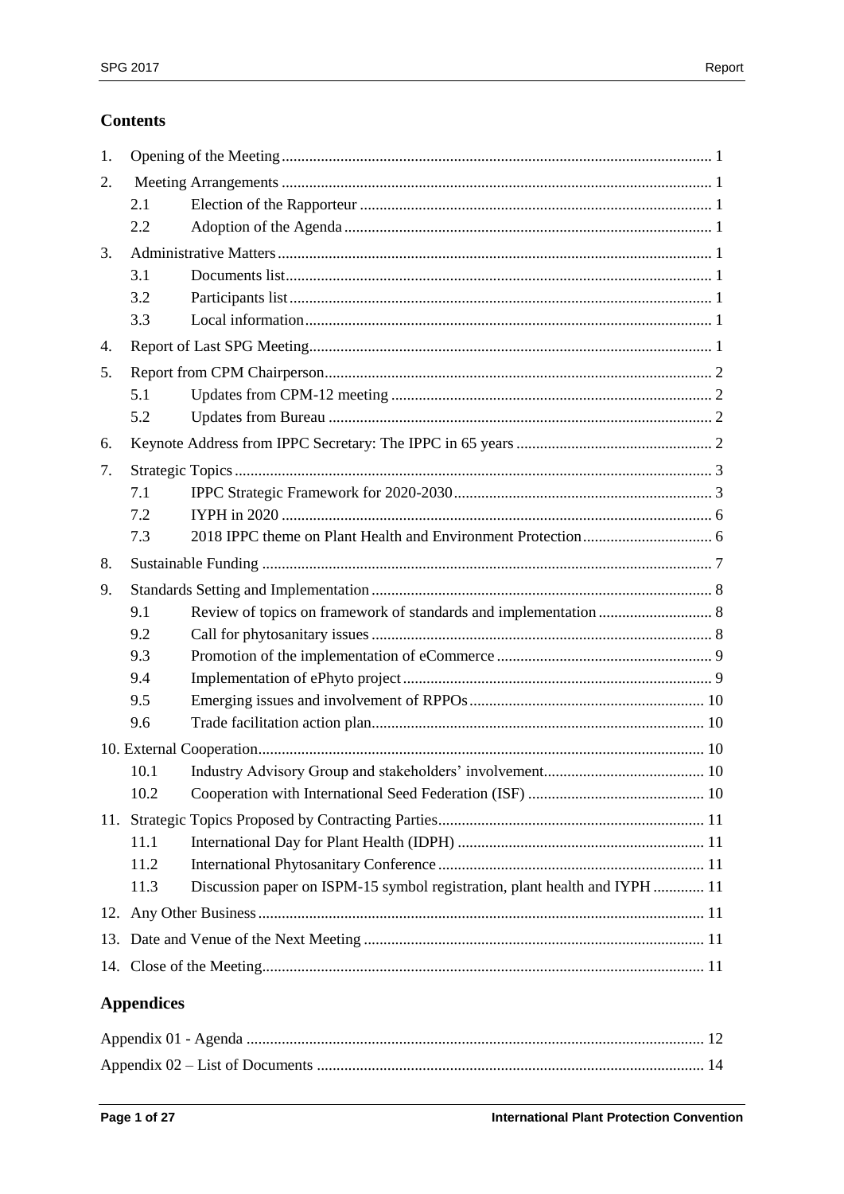## Contents

| | | | |
|---|---|---|---|
| 1. | Opening of the Meeting | | 1 |
| 2. | Meeting Arrangements | | 1 |
| | 2.1 | Election of the Rapporteur | 1 |
| | 2.2 | Adoption of the Agenda | 1 |
| 3. | Administrative Matters | | 1 |
| | 3.1 | Documents list | 1 |
| | 3.2 | Participants list | 1 |
| | 3.3 | Local information | 1 |
| 4. | Report of Last SPG Meeting | | 1 |
| 5. | Report from CPM Chairperson | | 2 |
| | 5.1 | Updates from CPM-12 meeting | 2 |
| | 5.2 | Updates from Bureau | 2 |
| 6. | Keynote Address from IPPC Secretary: The IPPC in 65 years | | 2 |
| 7. | Strategic Topics | | 3 |
| | 7.1 | IPPC Strategic Framework for 2020-2030 | 3 |
| | 7.2 | IYPH in 2020 | 6 |
| | 7.3 | 2018 IPPC theme on Plant Health and Environment Protection | 6 |
| 8. | Sustainable Funding | | 7 |
| 9. | Standards Setting and Implementation | | 8 |
| | 9.1 | Review of topics on framework of standards and implementation | 8 |
| | 9.2 | Call for phytosanitary issues | 8 |
| | 9.3 | Promotion of the implementation of eCommerce | 9 |
| | 9.4 | Implementation of ePhyto project | 9 |
| | 9.5 | Emerging issues and involvement of RPPOs | 10 |
| | 9.6 | Trade facilitation action plan | 10 |
| 10. | External Cooperation | | 10 |
| | 10.1 | Industry Advisory Group and stakeholders' involvement | 10 |
| | 10.2 | Cooperation with International Seed Federation (ISF) | 10 |
| 11. | Strategic Topics Proposed by Contracting Parties | | 11 |
| | 11.1 | International Day for Plant Health (IDPH) | 11 |
| | 11.2 | International Phytosanitary Conference | 11 |
| | 11.3 | Discussion paper on ISPM-15 symbol registration, plant health and IYPH | 11 |
| 12. | Any Other Business | | 11 |
| 13. | Date and Venue of the Next Meeting | | 11 |
| 14. | Close of the Meeting | | 11 |

## Appendices

| | |
|---|---|
| Appendix 01 - Agenda | 12 |
| Appendix 02 – List of Documents | 14 |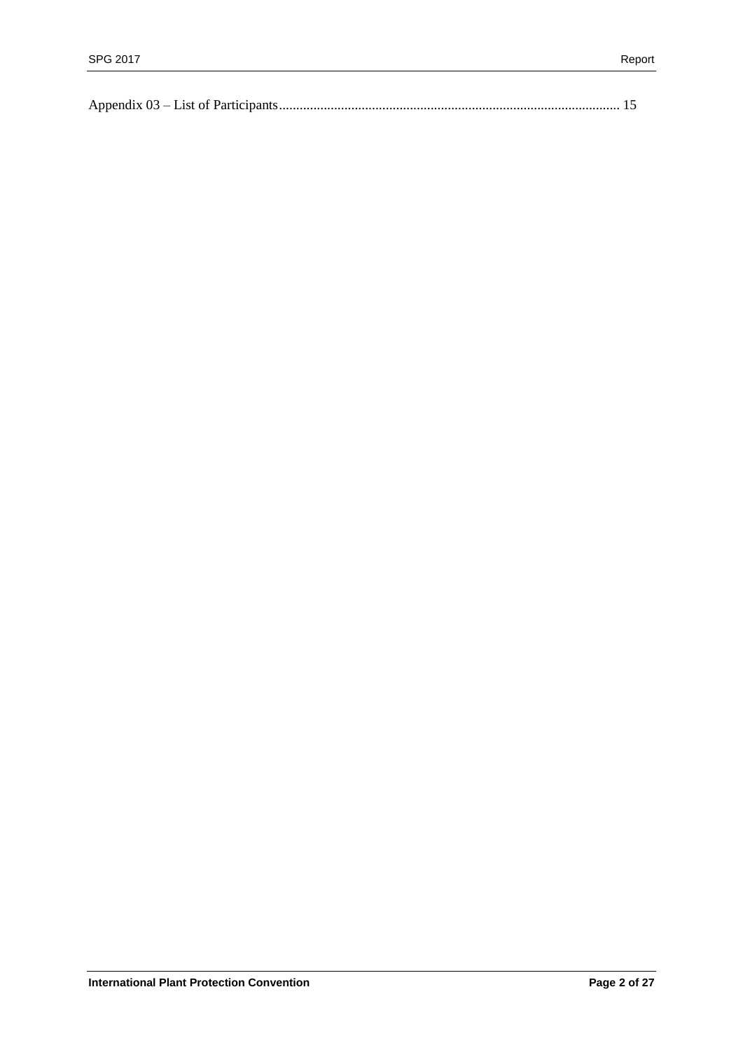Appendix 03 – List of Participants .......................................................................................................... 15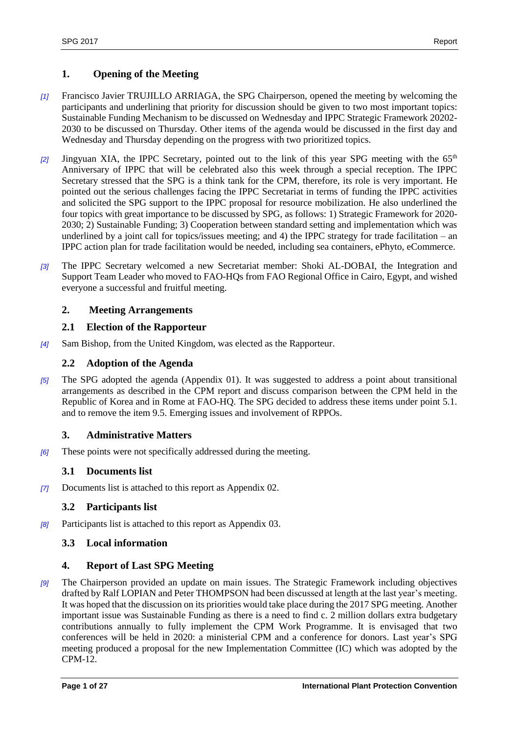## 1. Opening of the Meeting

*[1]* Francisco Javier TRUJILLO ARRIAGA, the SPG Chairperson, opened the meeting by welcoming the participants and underlining that priority for discussion should be given to two most important topics: Sustainable Funding Mechanism to be discussed on Wednesday and IPPC Strategic Framework 20202-2030 to be discussed on Thursday. Other items of the agenda would be discussed in the first day and Wednesday and Thursday depending on the progress with two prioritized topics.

*[2]* Jingyuan XIA, the IPPC Secretary, pointed out to the link of this year SPG meeting with the 65th Anniversary of IPPC that will be celebrated also this week through a special reception. The IPPC Secretary stressed that the SPG is a think tank for the CPM, therefore, its role is very important. He pointed out the serious challenges facing the IPPC Secretariat in terms of funding the IPPC activities and solicited the SPG support to the IPPC proposal for resource mobilization. He also underlined the four topics with great importance to be discussed by SPG, as follows: 1) Strategic Framework for 2020-2030; 2) Sustainable Funding; 3) Cooperation between standard setting and implementation which was underlined by a joint call for topics/issues meeting; and 4) the IPPC strategy for trade facilitation – an IPPC action plan for trade facilitation would be needed, including sea containers, ePhyto, eCommerce.

*[3]* The IPPC Secretary welcomed a new Secretariat member: Shoki AL-DOBAI, the Integration and Support Team Leader who moved to FAO-HQs from FAO Regional Office in Cairo, Egypt, and wished everyone a successful and fruitful meeting.

## 2. Meeting Arrangements

### 2.1 Election of the Rapporteur

*[4]* Sam Bishop, from the United Kingdom, was elected as the Rapporteur.

### 2.2 Adoption of the Agenda

*[5]* The SPG adopted the agenda (Appendix 01). It was suggested to address a point about transitional arrangements as described in the CPM report and discuss comparison between the CPM held in the Republic of Korea and in Rome at FAO-HQ. The SPG decided to address these items under point 5.1. and to remove the item 9.5. Emerging issues and involvement of RPPOs.

## 3. Administrative Matters

*[6]* These points were not specifically addressed during the meeting.

### 3.1 Documents list

*[7]* Documents list is attached to this report as Appendix 02.

### 3.2 Participants list

*[8]* Participants list is attached to this report as Appendix 03.

### 3.3 Local information

## 4. Report of Last SPG Meeting

*[9]* The Chairperson provided an update on main issues. The Strategic Framework including objectives drafted by Ralf LOPIAN and Peter THOMPSON had been discussed at length at the last year's meeting. It was hoped that the discussion on its priorities would take place during the 2017 SPG meeting. Another important issue was Sustainable Funding as there is a need to find c. 2 million dollars extra budgetary contributions annually to fully implement the CPM Work Programme. It is envisaged that two conferences will be held in 2020: a ministerial CPM and a conference for donors. Last year's SPG meeting produced a proposal for the new Implementation Committee (IC) which was adopted by the CPM-12.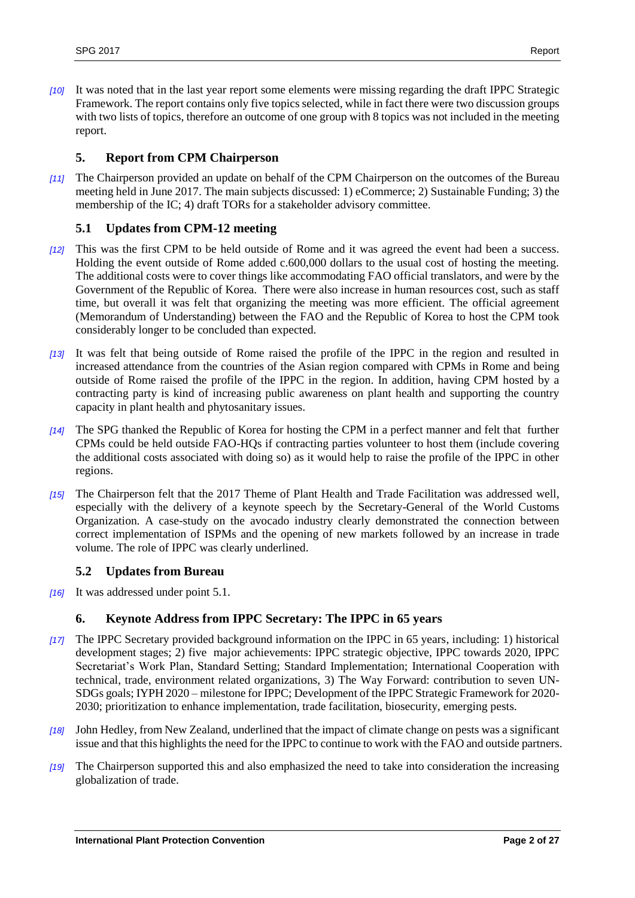*[10]* It was noted that in the last year report some elements were missing regarding the draft IPPC Strategic Framework. The report contains only five topics selected, while in fact there were two discussion groups with two lists of topics, therefore an outcome of one group with 8 topics was not included in the meeting report.

## 5. Report from CPM Chairperson

*[11]* The Chairperson provided an update on behalf of the CPM Chairperson on the outcomes of the Bureau meeting held in June 2017. The main subjects discussed: 1) eCommerce; 2) Sustainable Funding; 3) the membership of the IC; 4) draft TORs for a stakeholder advisory committee.

### 5.1 Updates from CPM-12 meeting

*[12]* This was the first CPM to be held outside of Rome and it was agreed the event had been a success. Holding the event outside of Rome added c.600,000 dollars to the usual cost of hosting the meeting. The additional costs were to cover things like accommodating FAO official translators, and were by the Government of the Republic of Korea. There were also increase in human resources cost, such as staff time, but overall it was felt that organizing the meeting was more efficient. The official agreement (Memorandum of Understanding) between the FAO and the Republic of Korea to host the CPM took considerably longer to be concluded than expected.

*[13]* It was felt that being outside of Rome raised the profile of the IPPC in the region and resulted in increased attendance from the countries of the Asian region compared with CPMs in Rome and being outside of Rome raised the profile of the IPPC in the region. In addition, having CPM hosted by a contracting party is kind of increasing public awareness on plant health and supporting the country capacity in plant health and phytosanitary issues.

*[14]* The SPG thanked the Republic of Korea for hosting the CPM in a perfect manner and felt that further CPMs could be held outside FAO-HQs if contracting parties volunteer to host them (include covering the additional costs associated with doing so) as it would help to raise the profile of the IPPC in other regions.

*[15]* The Chairperson felt that the 2017 Theme of Plant Health and Trade Facilitation was addressed well, especially with the delivery of a keynote speech by the Secretary-General of the World Customs Organization. A case-study on the avocado industry clearly demonstrated the connection between correct implementation of ISPMs and the opening of new markets followed by an increase in trade volume. The role of IPPC was clearly underlined.

### 5.2 Updates from Bureau

*[16]* It was addressed under point 5.1.

## 6. Keynote Address from IPPC Secretary: The IPPC in 65 years

*[17]* The IPPC Secretary provided background information on the IPPC in 65 years, including: 1) historical development stages; 2) five major achievements: IPPC strategic objective, IPPC towards 2020, IPPC Secretariat's Work Plan, Standard Setting; Standard Implementation; International Cooperation with technical, trade, environment related organizations, 3) The Way Forward: contribution to seven UN-SDGs goals; IYPH 2020 – milestone for IPPC; Development of the IPPC Strategic Framework for 2020-2030; prioritization to enhance implementation, trade facilitation, biosecurity, emerging pests.

*[18]* John Hedley, from New Zealand, underlined that the impact of climate change on pests was a significant issue and that this highlights the need for the IPPC to continue to work with the FAO and outside partners.

*[19]* The Chairperson supported this and also emphasized the need to take into consideration the increasing globalization of trade.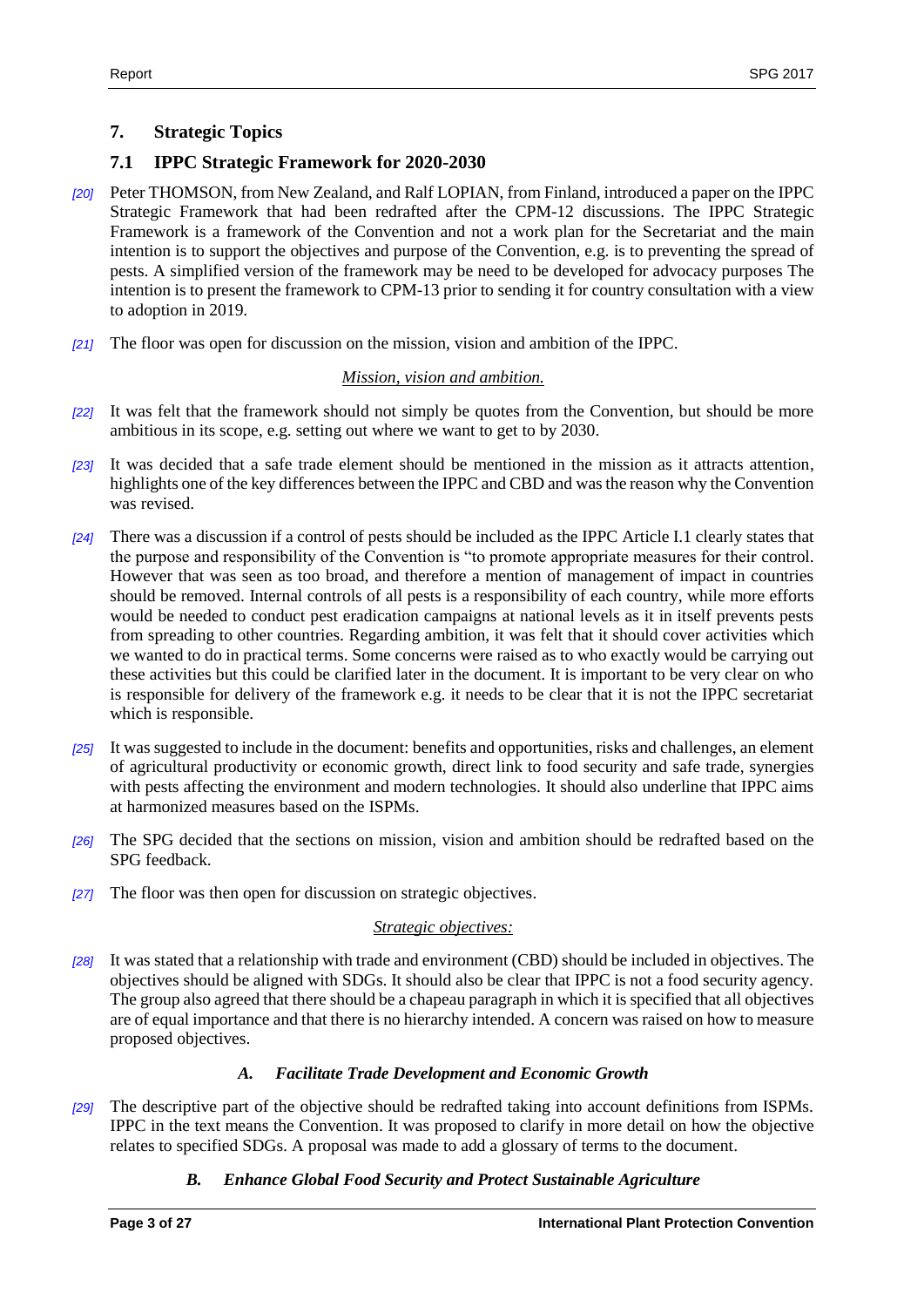## 7. Strategic Topics

### 7.1 IPPC Strategic Framework for 2020-2030

*[20]* Peter THOMSON, from New Zealand, and Ralf LOPIAN, from Finland, introduced a paper on the IPPC Strategic Framework that had been redrafted after the CPM-12 discussions. The IPPC Strategic Framework is a framework of the Convention and not a work plan for the Secretariat and the main intention is to support the objectives and purpose of the Convention, e.g. is to preventing the spread of pests. A simplified version of the framework may be need to be developed for advocacy purposes The intention is to present the framework to CPM-13 prior to sending it for country consultation with a view to adoption in 2019.

*[21]* The floor was open for discussion on the mission, vision and ambition of the IPPC.

<u>*Mission, vision and ambition.*</u>

*[22]* It was felt that the framework should not simply be quotes from the Convention, but should be more ambitious in its scope, e.g. setting out where we want to get to by 2030.

*[23]* It was decided that a safe trade element should be mentioned in the mission as it attracts attention, highlights one of the key differences between the IPPC and CBD and was the reason why the Convention was revised.

*[24]* There was a discussion if a control of pests should be included as the IPPC Article I.1 clearly states that the purpose and responsibility of the Convention is "to promote appropriate measures for their control. However that was seen as too broad, and therefore a mention of management of impact in countries should be removed. Internal controls of all pests is a responsibility of each country, while more efforts would be needed to conduct pest eradication campaigns at national levels as it in itself prevents pests from spreading to other countries. Regarding ambition, it was felt that it should cover activities which we wanted to do in practical terms. Some concerns were raised as to who exactly would be carrying out these activities but this could be clarified later in the document. It is important to be very clear on who is responsible for delivery of the framework e.g. it needs to be clear that it is not the IPPC secretariat which is responsible.

*[25]* It was suggested to include in the document: benefits and opportunities, risks and challenges, an element of agricultural productivity or economic growth, direct link to food security and safe trade, synergies with pests affecting the environment and modern technologies. It should also underline that IPPC aims at harmonized measures based on the ISPMs.

*[26]* The SPG decided that the sections on mission, vision and ambition should be redrafted based on the SPG feedback.

*[27]* The floor was then open for discussion on strategic objectives.

<u>*Strategic objectives:*</u>

*[28]* It was stated that a relationship with trade and environment (CBD) should be included in objectives. The objectives should be aligned with SDGs. It should also be clear that IPPC is not a food security agency. The group also agreed that there should be a chapeau paragraph in which it is specified that all objectives are of equal importance and that there is no hierarchy intended. A concern was raised on how to measure proposed objectives.

#### *A. Facilitate Trade Development and Economic Growth*

*[29]* The descriptive part of the objective should be redrafted taking into account definitions from ISPMs. IPPC in the text means the Convention. It was proposed to clarify in more detail on how the objective relates to specified SDGs. A proposal was made to add a glossary of terms to the document.

#### *B. Enhance Global Food Security and Protect Sustainable Agriculture*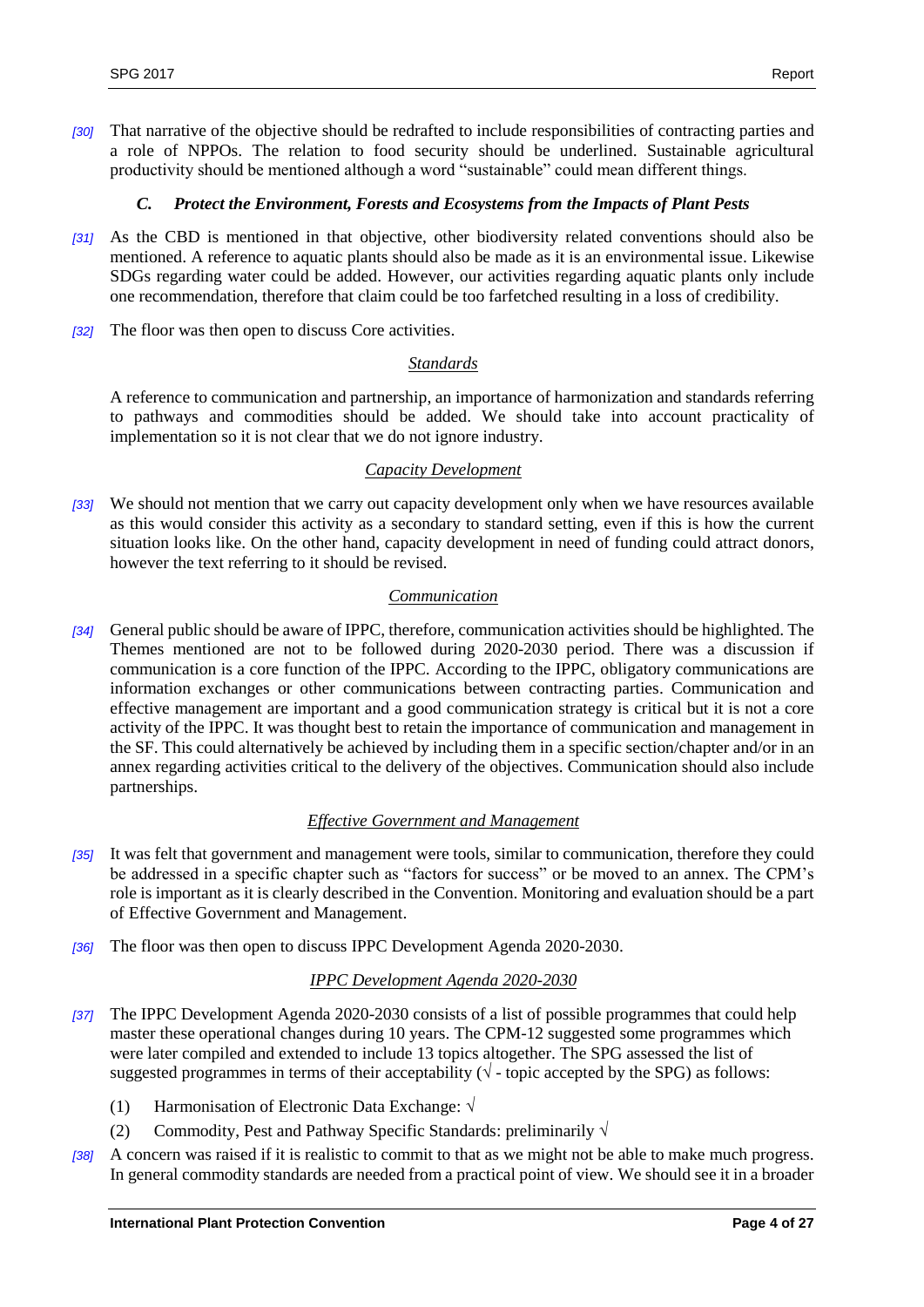*[30]* That narrative of the objective should be redrafted to include responsibilities of contracting parties and a role of NPPOs. The relation to food security should be underlined. Sustainable agricultural productivity should be mentioned although a word "sustainable" could mean different things.

### *C. Protect the Environment, Forests and Ecosystems from the Impacts of Plant Pests*

*[31]* As the CBD is mentioned in that objective, other biodiversity related conventions should also be mentioned. A reference to aquatic plants should also be made as it is an environmental issue. Likewise SDGs regarding water could be added. However, our activities regarding aquatic plants only include one recommendation, therefore that claim could be too farfetched resulting in a loss of credibility.

*[32]* The floor was then open to discuss Core activities.

<u>Standards</u>

A reference to communication and partnership, an importance of harmonization and standards referring to pathways and commodities should be added. We should take into account practicality of implementation so it is not clear that we do not ignore industry.

<u>Capacity Development</u>

*[33]* We should not mention that we carry out capacity development only when we have resources available as this would consider this activity as a secondary to standard setting, even if this is how the current situation looks like. On the other hand, capacity development in need of funding could attract donors, however the text referring to it should be revised.

<u>Communication</u>

*[34]* General public should be aware of IPPC, therefore, communication activities should be highlighted. The Themes mentioned are not to be followed during 2020-2030 period. There was a discussion if communication is a core function of the IPPC. According to the IPPC, obligatory communications are information exchanges or other communications between contracting parties. Communication and effective management are important and a good communication strategy is critical but it is not a core activity of the IPPC. It was thought best to retain the importance of communication and management in the SF. This could alternatively be achieved by including them in a specific section/chapter and/or in an annex regarding activities critical to the delivery of the objectives. Communication should also include partnerships.

<u>Effective Government and Management</u>

*[35]* It was felt that government and management were tools, similar to communication, therefore they could be addressed in a specific chapter such as "factors for success" or be moved to an annex. The CPM's role is important as it is clearly described in the Convention. Monitoring and evaluation should be a part of Effective Government and Management.

*[36]* The floor was then open to discuss IPPC Development Agenda 2020-2030.

<u>IPPC Development Agenda 2020-2030</u>

*[37]* The IPPC Development Agenda 2020-2030 consists of a list of possible programmes that could help master these operational changes during 10 years. The CPM-12 suggested some programmes which were later compiled and extended to include 13 topics altogether. The SPG assessed the list of suggested programmes in terms of their acceptability (√ - topic accepted by the SPG) as follows:

(1) Harmonisation of Electronic Data Exchange: √

(2) Commodity, Pest and Pathway Specific Standards: preliminarily √

*[38]* A concern was raised if it is realistic to commit to that as we might not be able to make much progress. In general commodity standards are needed from a practical point of view. We should see it in a broader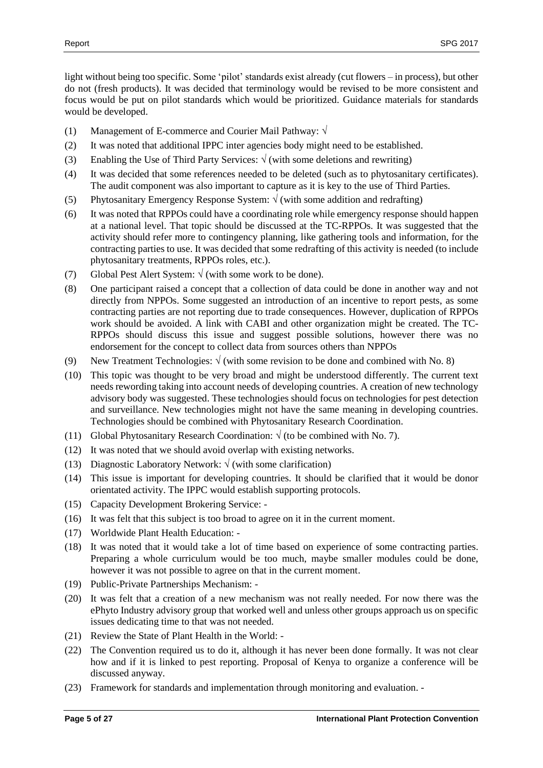light without being too specific. Some 'pilot' standards exist already (cut flowers – in process), but other do not (fresh products). It was decided that terminology would be revised to be more consistent and focus would be put on pilot standards which would be prioritized. Guidance materials for standards would be developed.

(1) Management of E-commerce and Courier Mail Pathway: √

(2) It was noted that additional IPPC inter agencies body might need to be established.

(3) Enabling the Use of Third Party Services: √ (with some deletions and rewriting)

(4) It was decided that some references needed to be deleted (such as to phytosanitary certificates). The audit component was also important to capture as it is key to the use of Third Parties.

(5) Phytosanitary Emergency Response System: √ (with some addition and redrafting)

(6) It was noted that RPPOs could have a coordinating role while emergency response should happen at a national level. That topic should be discussed at the TC-RPPOs. It was suggested that the activity should refer more to contingency planning, like gathering tools and information, for the contracting parties to use. It was decided that some redrafting of this activity is needed (to include phytosanitary treatments, RPPOs roles, etc.).

(7) Global Pest Alert System: √ (with some work to be done).

(8) One participant raised a concept that a collection of data could be done in another way and not directly from NPPOs. Some suggested an introduction of an incentive to report pests, as some contracting parties are not reporting due to trade consequences. However, duplication of RPPOs work should be avoided. A link with CABI and other organization might be created. The TC-RPPOs should discuss this issue and suggest possible solutions, however there was no endorsement for the concept to collect data from sources others than NPPOs

(9) New Treatment Technologies: √ (with some revision to be done and combined with No. 8)

(10) This topic was thought to be very broad and might be understood differently. The current text needs rewording taking into account needs of developing countries. A creation of new technology advisory body was suggested. These technologies should focus on technologies for pest detection and surveillance. New technologies might not have the same meaning in developing countries. Technologies should be combined with Phytosanitary Research Coordination.

(11) Global Phytosanitary Research Coordination: √ (to be combined with No. 7).

(12) It was noted that we should avoid overlap with existing networks.

(13) Diagnostic Laboratory Network: √ (with some clarification)

(14) This issue is important for developing countries. It should be clarified that it would be donor orientated activity. The IPPC would establish supporting protocols.

(15) Capacity Development Brokering Service: -

(16) It was felt that this subject is too broad to agree on it in the current moment.

(17) Worldwide Plant Health Education: -

(18) It was noted that it would take a lot of time based on experience of some contracting parties. Preparing a whole curriculum would be too much, maybe smaller modules could be done, however it was not possible to agree on that in the current moment.

(19) Public-Private Partnerships Mechanism: -

(20) It was felt that a creation of a new mechanism was not really needed. For now there was the ePhyto Industry advisory group that worked well and unless other groups approach us on specific issues dedicating time to that was not needed.

(21) Review the State of Plant Health in the World: -

(22) The Convention required us to do it, although it has never been done formally. It was not clear how and if it is linked to pest reporting. Proposal of Kenya to organize a conference will be discussed anyway.

(23) Framework for standards and implementation through monitoring and evaluation. -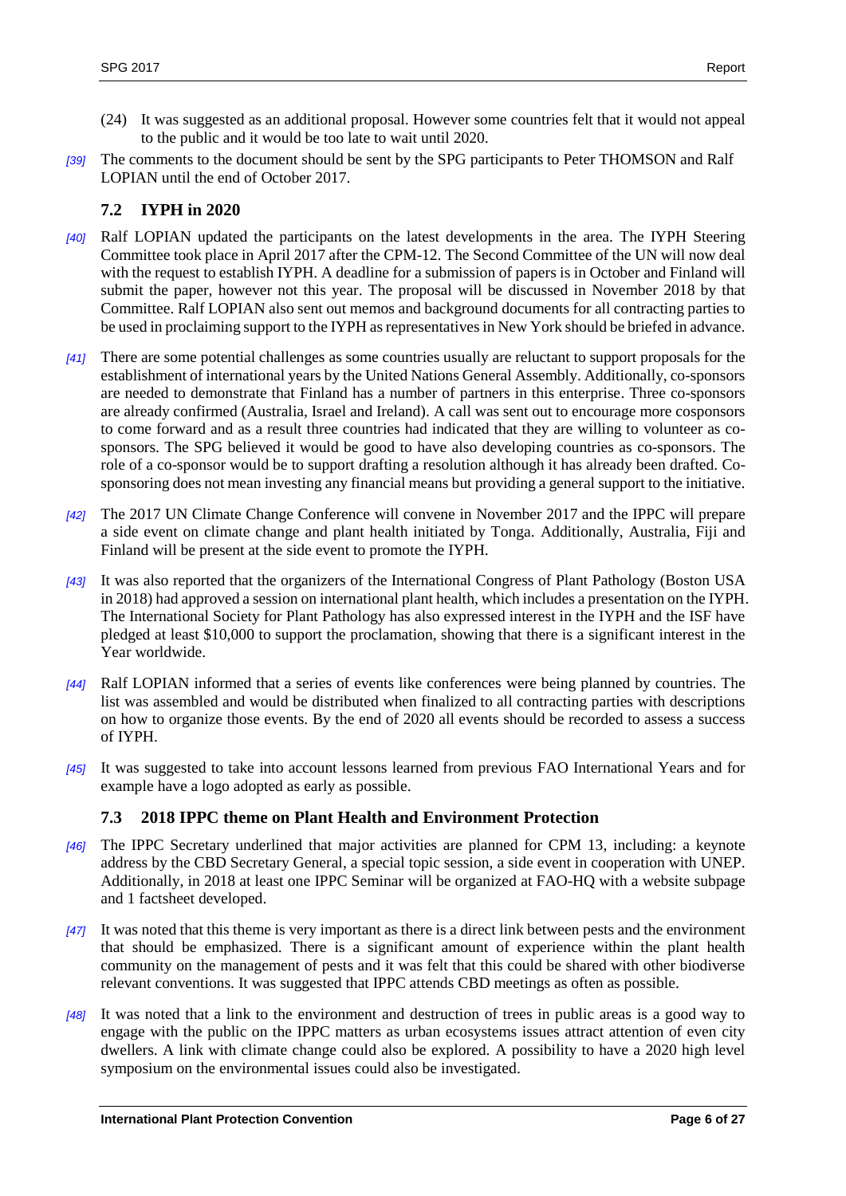(24) It was suggested as an additional proposal. However some countries felt that it would not appeal to the public and it would be too late to wait until 2020.

*[39]* The comments to the document should be sent by the SPG participants to Peter THOMSON and Ralf LOPIAN until the end of October 2017.

### 7.2 IYPH in 2020

*[40]* Ralf LOPIAN updated the participants on the latest developments in the area. The IYPH Steering Committee took place in April 2017 after the CPM-12. The Second Committee of the UN will now deal with the request to establish IYPH. A deadline for a submission of papers is in October and Finland will submit the paper, however not this year. The proposal will be discussed in November 2018 by that Committee. Ralf LOPIAN also sent out memos and background documents for all contracting parties to be used in proclaiming support to the IYPH as representatives in New York should be briefed in advance.

*[41]* There are some potential challenges as some countries usually are reluctant to support proposals for the establishment of international years by the United Nations General Assembly. Additionally, co-sponsors are needed to demonstrate that Finland has a number of partners in this enterprise. Three co-sponsors are already confirmed (Australia, Israel and Ireland). A call was sent out to encourage more cosponsors to come forward and as a result three countries had indicated that they are willing to volunteer as co-sponsors. The SPG believed it would be good to have also developing countries as co-sponsors. The role of a co-sponsor would be to support drafting a resolution although it has already been drafted. Co-sponsoring does not mean investing any financial means but providing a general support to the initiative.

*[42]* The 2017 UN Climate Change Conference will convene in November 2017 and the IPPC will prepare a side event on climate change and plant health initiated by Tonga. Additionally, Australia, Fiji and Finland will be present at the side event to promote the IYPH.

*[43]* It was also reported that the organizers of the International Congress of Plant Pathology (Boston USA in 2018) had approved a session on international plant health, which includes a presentation on the IYPH. The International Society for Plant Pathology has also expressed interest in the IYPH and the ISF have pledged at least $10,000 to support the proclamation, showing that there is a significant interest in the Year worldwide.

*[44]* Ralf LOPIAN informed that a series of events like conferences were being planned by countries. The list was assembled and would be distributed when finalized to all contracting parties with descriptions on how to organize those events. By the end of 2020 all events should be recorded to assess a success of IYPH.

*[45]* It was suggested to take into account lessons learned from previous FAO International Years and for example have a logo adopted as early as possible.

### 7.3 2018 IPPC theme on Plant Health and Environment Protection

*[46]* The IPPC Secretary underlined that major activities are planned for CPM 13, including: a keynote address by the CBD Secretary General, a special topic session, a side event in cooperation with UNEP. Additionally, in 2018 at least one IPPC Seminar will be organized at FAO-HQ with a website subpage and 1 factsheet developed.

*[47]* It was noted that this theme is very important as there is a direct link between pests and the environment that should be emphasized. There is a significant amount of experience within the plant health community on the management of pests and it was felt that this could be shared with other biodiverse relevant conventions. It was suggested that IPPC attends CBD meetings as often as possible.

*[48]* It was noted that a link to the environment and destruction of trees in public areas is a good way to engage with the public on the IPPC matters as urban ecosystems issues attract attention of even city dwellers. A link with climate change could also be explored. A possibility to have a 2020 high level symposium on the environmental issues could also be investigated.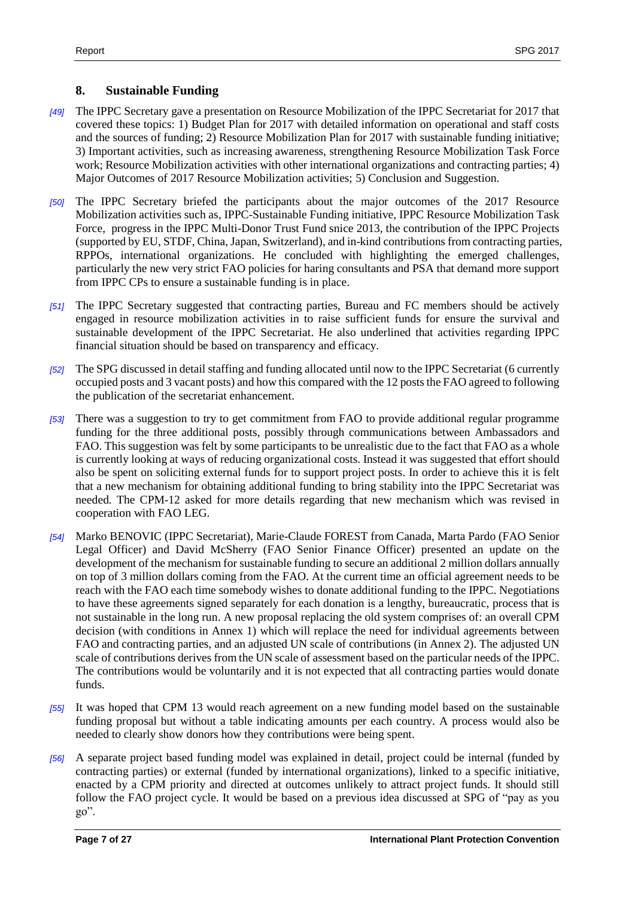## 8. Sustainable Funding

[49] The IPPC Secretary gave a presentation on Resource Mobilization of the IPPC Secretariat for 2017 that covered these topics: 1) Budget Plan for 2017 with detailed information on operational and staff costs and the sources of funding; 2) Resource Mobilization Plan for 2017 with sustainable funding initiative; 3) Important activities, such as increasing awareness, strengthening Resource Mobilization Task Force work; Resource Mobilization activities with other international organizations and contracting parties; 4) Major Outcomes of 2017 Resource Mobilization activities; 5) Conclusion and Suggestion.

[50] The IPPC Secretary briefed the participants about the major outcomes of the 2017 Resource Mobilization activities such as, IPPC-Sustainable Funding initiative, IPPC Resource Mobilization Task Force, progress in the IPPC Multi-Donor Trust Fund snice 2013, the contribution of the IPPC Projects (supported by EU, STDF, China, Japan, Switzerland), and in-kind contributions from contracting parties, RPPOs, international organizations. He concluded with highlighting the emerged challenges, particularly the new very strict FAO policies for haring consultants and PSA that demand more support from IPPC CPs to ensure a sustainable funding is in place.

[51] The IPPC Secretary suggested that contracting parties, Bureau and FC members should be actively engaged in resource mobilization activities in to raise sufficient funds for ensure the survival and sustainable development of the IPPC Secretariat. He also underlined that activities regarding IPPC financial situation should be based on transparency and efficacy.

[52] The SPG discussed in detail staffing and funding allocated until now to the IPPC Secretariat (6 currently occupied posts and 3 vacant posts) and how this compared with the 12 posts the FAO agreed to following the publication of the secretariat enhancement.

[53] There was a suggestion to try to get commitment from FAO to provide additional regular programme funding for the three additional posts, possibly through communications between Ambassadors and FAO. This suggestion was felt by some participants to be unrealistic due to the fact that FAO as a whole is currently looking at ways of reducing organizational costs. Instead it was suggested that effort should also be spent on soliciting external funds for to support project posts. In order to achieve this it is felt that a new mechanism for obtaining additional funding to bring stability into the IPPC Secretariat was needed. The CPM-12 asked for more details regarding that new mechanism which was revised in cooperation with FAO LEG.

[54] Marko BENOVIC (IPPC Secretariat), Marie-Claude FOREST from Canada, Marta Pardo (FAO Senior Legal Officer) and David McSherry (FAO Senior Finance Officer) presented an update on the development of the mechanism for sustainable funding to secure an additional 2 million dollars annually on top of 3 million dollars coming from the FAO. At the current time an official agreement needs to be reach with the FAO each time somebody wishes to donate additional funding to the IPPC. Negotiations to have these agreements signed separately for each donation is a lengthy, bureaucratic, process that is not sustainable in the long run. A new proposal replacing the old system comprises of: an overall CPM decision (with conditions in Annex 1) which will replace the need for individual agreements between FAO and contracting parties, and an adjusted UN scale of contributions (in Annex 2). The adjusted UN scale of contributions derives from the UN scale of assessment based on the particular needs of the IPPC. The contributions would be voluntarily and it is not expected that all contracting parties would donate funds.

[55] It was hoped that CPM 13 would reach agreement on a new funding model based on the sustainable funding proposal but without a table indicating amounts per each country. A process would also be needed to clearly show donors how they contributions were being spent.

[56] A separate project based funding model was explained in detail, project could be internal (funded by contracting parties) or external (funded by international organizations), linked to a specific initiative, enacted by a CPM priority and directed at outcomes unlikely to attract project funds. It should still follow the FAO project cycle. It would be based on a previous idea discussed at SPG of "pay as you go".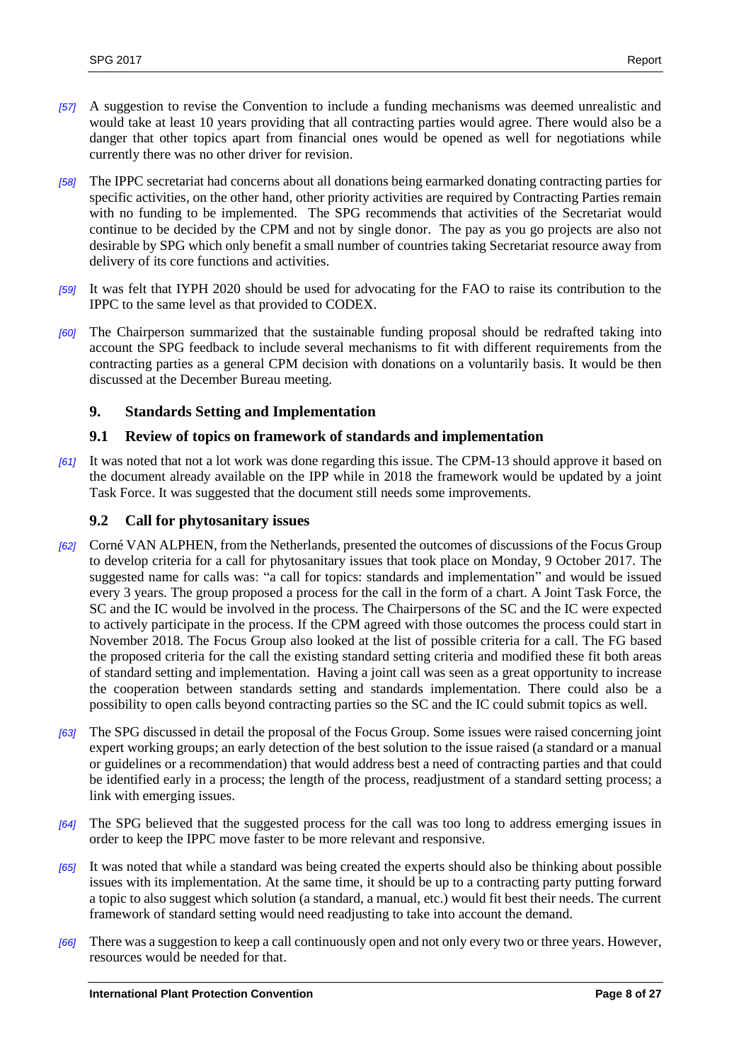*[57]* A suggestion to revise the Convention to include a funding mechanisms was deemed unrealistic and would take at least 10 years providing that all contracting parties would agree. There would also be a danger that other topics apart from financial ones would be opened as well for negotiations while currently there was no other driver for revision.

*[58]* The IPPC secretariat had concerns about all donations being earmarked donating contracting parties for specific activities, on the other hand, other priority activities are required by Contracting Parties remain with no funding to be implemented. The SPG recommends that activities of the Secretariat would continue to be decided by the CPM and not by single donor. The pay as you go projects are also not desirable by SPG which only benefit a small number of countries taking Secretariat resource away from delivery of its core functions and activities.

*[59]* It was felt that IYPH 2020 should be used for advocating for the FAO to raise its contribution to the IPPC to the same level as that provided to CODEX.

*[60]* The Chairperson summarized that the sustainable funding proposal should be redrafted taking into account the SPG feedback to include several mechanisms to fit with different requirements from the contracting parties as a general CPM decision with donations on a voluntarily basis. It would be then discussed at the December Bureau meeting.

## 9. Standards Setting and Implementation

### 9.1 Review of topics on framework of standards and implementation

*[61]* It was noted that not a lot work was done regarding this issue. The CPM-13 should approve it based on the document already available on the IPP while in 2018 the framework would be updated by a joint Task Force. It was suggested that the document still needs some improvements.

### 9.2 Call for phytosanitary issues

*[62]* Corné VAN ALPHEN, from the Netherlands, presented the outcomes of discussions of the Focus Group to develop criteria for a call for phytosanitary issues that took place on Monday, 9 October 2017. The suggested name for calls was: "a call for topics: standards and implementation" and would be issued every 3 years. The group proposed a process for the call in the form of a chart. A Joint Task Force, the SC and the IC would be involved in the process. The Chairpersons of the SC and the IC were expected to actively participate in the process. If the CPM agreed with those outcomes the process could start in November 2018. The Focus Group also looked at the list of possible criteria for a call. The FG based the proposed criteria for the call the existing standard setting criteria and modified these fit both areas of standard setting and implementation. Having a joint call was seen as a great opportunity to increase the cooperation between standards setting and standards implementation. There could also be a possibility to open calls beyond contracting parties so the SC and the IC could submit topics as well.

*[63]* The SPG discussed in detail the proposal of the Focus Group. Some issues were raised concerning joint expert working groups; an early detection of the best solution to the issue raised (a standard or a manual or guidelines or a recommendation) that would address best a need of contracting parties and that could be identified early in a process; the length of the process, readjustment of a standard setting process; a link with emerging issues.

*[64]* The SPG believed that the suggested process for the call was too long to address emerging issues in order to keep the IPPC move faster to be more relevant and responsive.

*[65]* It was noted that while a standard was being created the experts should also be thinking about possible issues with its implementation. At the same time, it should be up to a contracting party putting forward a topic to also suggest which solution (a standard, a manual, etc.) would fit best their needs. The current framework of standard setting would need readjusting to take into account the demand.

*[66]* There was a suggestion to keep a call continuously open and not only every two or three years. However, resources would be needed for that.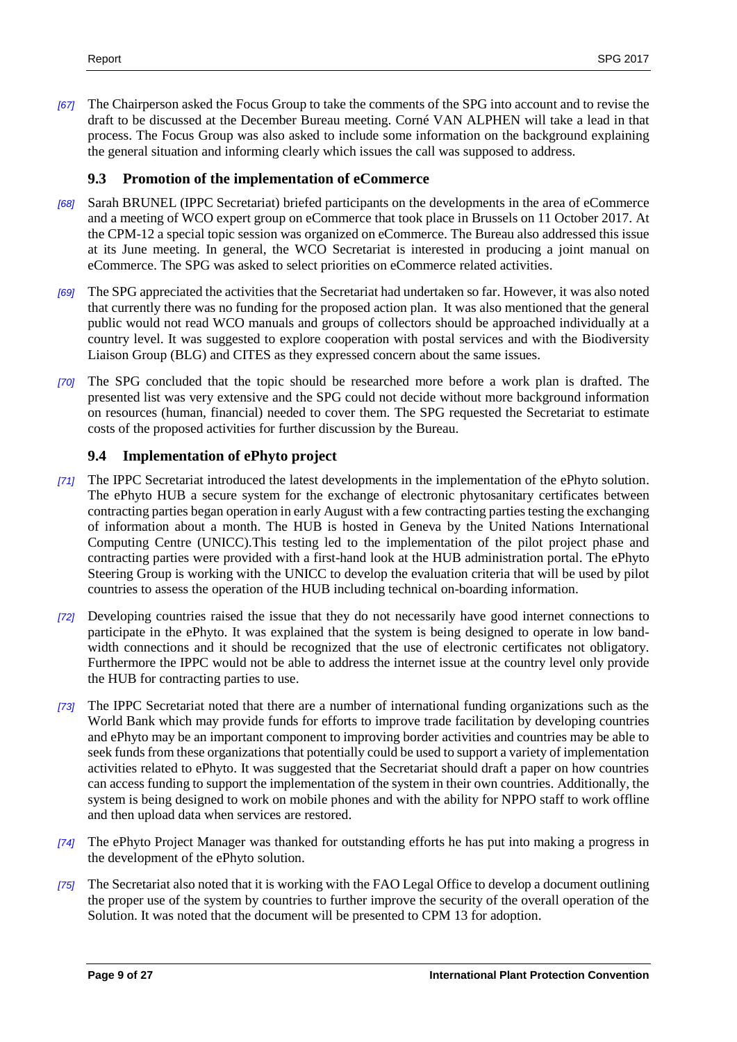[67] The Chairperson asked the Focus Group to take the comments of the SPG into account and to revise the draft to be discussed at the December Bureau meeting. Corné VAN ALPHEN will take a lead in that process. The Focus Group was also asked to include some information on the background explaining the general situation and informing clearly which issues the call was supposed to address.

### 9.3 Promotion of the implementation of eCommerce

[68] Sarah BRUNEL (IPPC Secretariat) briefed participants on the developments in the area of eCommerce and a meeting of WCO expert group on eCommerce that took place in Brussels on 11 October 2017. At the CPM-12 a special topic session was organized on eCommerce. The Bureau also addressed this issue at its June meeting. In general, the WCO Secretariat is interested in producing a joint manual on eCommerce. The SPG was asked to select priorities on eCommerce related activities.

[69] The SPG appreciated the activities that the Secretariat had undertaken so far. However, it was also noted that currently there was no funding for the proposed action plan. It was also mentioned that the general public would not read WCO manuals and groups of collectors should be approached individually at a country level. It was suggested to explore cooperation with postal services and with the Biodiversity Liaison Group (BLG) and CITES as they expressed concern about the same issues.

[70] The SPG concluded that the topic should be researched more before a work plan is drafted. The presented list was very extensive and the SPG could not decide without more background information on resources (human, financial) needed to cover them. The SPG requested the Secretariat to estimate costs of the proposed activities for further discussion by the Bureau.

### 9.4 Implementation of ePhyto project

[71] The IPPC Secretariat introduced the latest developments in the implementation of the ePhyto solution. The ePhyto HUB a secure system for the exchange of electronic phytosanitary certificates between contracting parties began operation in early August with a few contracting parties testing the exchanging of information about a month. The HUB is hosted in Geneva by the United Nations International Computing Centre (UNICC).This testing led to the implementation of the pilot project phase and contracting parties were provided with a first-hand look at the HUB administration portal. The ePhyto Steering Group is working with the UNICC to develop the evaluation criteria that will be used by pilot countries to assess the operation of the HUB including technical on-boarding information.

[72] Developing countries raised the issue that they do not necessarily have good internet connections to participate in the ePhyto. It was explained that the system is being designed to operate in low band-width connections and it should be recognized that the use of electronic certificates not obligatory. Furthermore the IPPC would not be able to address the internet issue at the country level only provide the HUB for contracting parties to use.

[73] The IPPC Secretariat noted that there are a number of international funding organizations such as the World Bank which may provide funds for efforts to improve trade facilitation by developing countries and ePhyto may be an important component to improving border activities and countries may be able to seek funds from these organizations that potentially could be used to support a variety of implementation activities related to ePhyto. It was suggested that the Secretariat should draft a paper on how countries can access funding to support the implementation of the system in their own countries. Additionally, the system is being designed to work on mobile phones and with the ability for NPPO staff to work offline and then upload data when services are restored.

[74] The ePhyto Project Manager was thanked for outstanding efforts he has put into making a progress in the development of the ePhyto solution.

[75] The Secretariat also noted that it is working with the FAO Legal Office to develop a document outlining the proper use of the system by countries to further improve the security of the overall operation of the Solution. It was noted that the document will be presented to CPM 13 for adoption.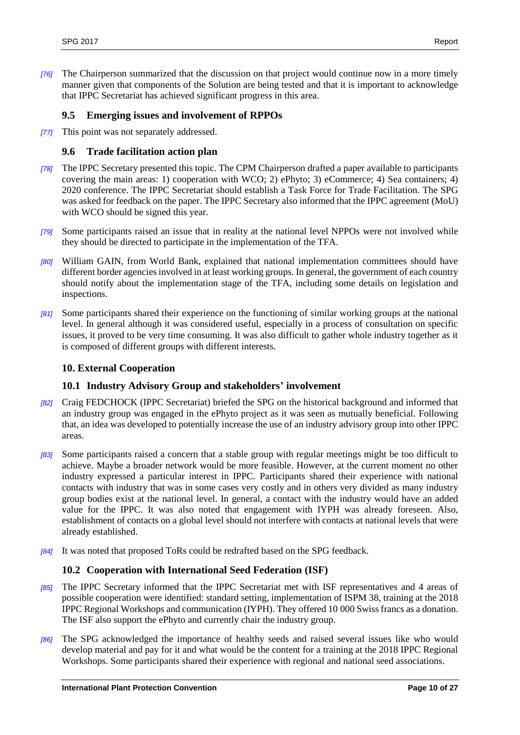*[76]* The Chairperson summarized that the discussion on that project would continue now in a more timely manner given that components of the Solution are being tested and that it is important to acknowledge that IPPC Secretariat has achieved significant progress in this area.

### 9.5 Emerging issues and involvement of RPPOs

*[77]* This point was not separately addressed.

### 9.6 Trade facilitation action plan

*[78]* The IPPC Secretary presented this topic. The CPM Chairperson drafted a paper available to participants covering the main areas: 1) cooperation with WCO; 2) ePhyto; 3) eCommerce; 4) Sea containers; 4) 2020 conference. The IPPC Secretariat should establish a Task Force for Trade Facilitation. The SPG was asked for feedback on the paper. The IPPC Secretary also informed that the IPPC agreement (MoU) with WCO should be signed this year.

*[79]* Some participants raised an issue that in reality at the national level NPPOs were not involved while they should be directed to participate in the implementation of the TFA.

*[80]* William GAIN, from World Bank, explained that national implementation committees should have different border agencies involved in at least working groups. In general, the government of each country should notify about the implementation stage of the TFA, including some details on legislation and inspections.

*[81]* Some participants shared their experience on the functioning of similar working groups at the national level. In general although it was considered useful, especially in a process of consultation on specific issues, it proved to be very time consuming. It was also difficult to gather whole industry together as it is composed of different groups with different interests.

## 10. External Cooperation

### 10.1 Industry Advisory Group and stakeholders' involvement

*[82]* Craig FEDCHOCK (IPPC Secretariat) briefed the SPG on the historical background and informed that an industry group was engaged in the ePhyto project as it was seen as mutually beneficial. Following that, an idea was developed to potentially increase the use of an industry advisory group into other IPPC areas.

*[83]* Some participants raised a concern that a stable group with regular meetings might be too difficult to achieve. Maybe a broader network would be more feasible. However, at the current moment no other industry expressed a particular interest in IPPC. Participants shared their experience with national contacts with industry that was in some cases very costly and in others very divided as many industry group bodies exist at the national level. In general, a contact with the industry would have an added value for the IPPC. It was also noted that engagement with IYPH was already foreseen. Also, establishment of contacts on a global level should not interfere with contacts at national levels that were already established.

*[84]* It was noted that proposed ToRs could be redrafted based on the SPG feedback.

### 10.2 Cooperation with International Seed Federation (ISF)

*[85]* The IPPC Secretary informed that the IPPC Secretariat met with ISF representatives and 4 areas of possible cooperation were identified: standard setting, implementation of ISPM 38, training at the 2018 IPPC Regional Workshops and communication (IYPH). They offered 10 000 Swiss francs as a donation. The ISF also support the ePhyto and currently chair the industry group.

*[86]* The SPG acknowledged the importance of healthy seeds and raised several issues like who would develop material and pay for it and what would be the content for a training at the 2018 IPPC Regional Workshops. Some participants shared their experience with regional and national seed associations.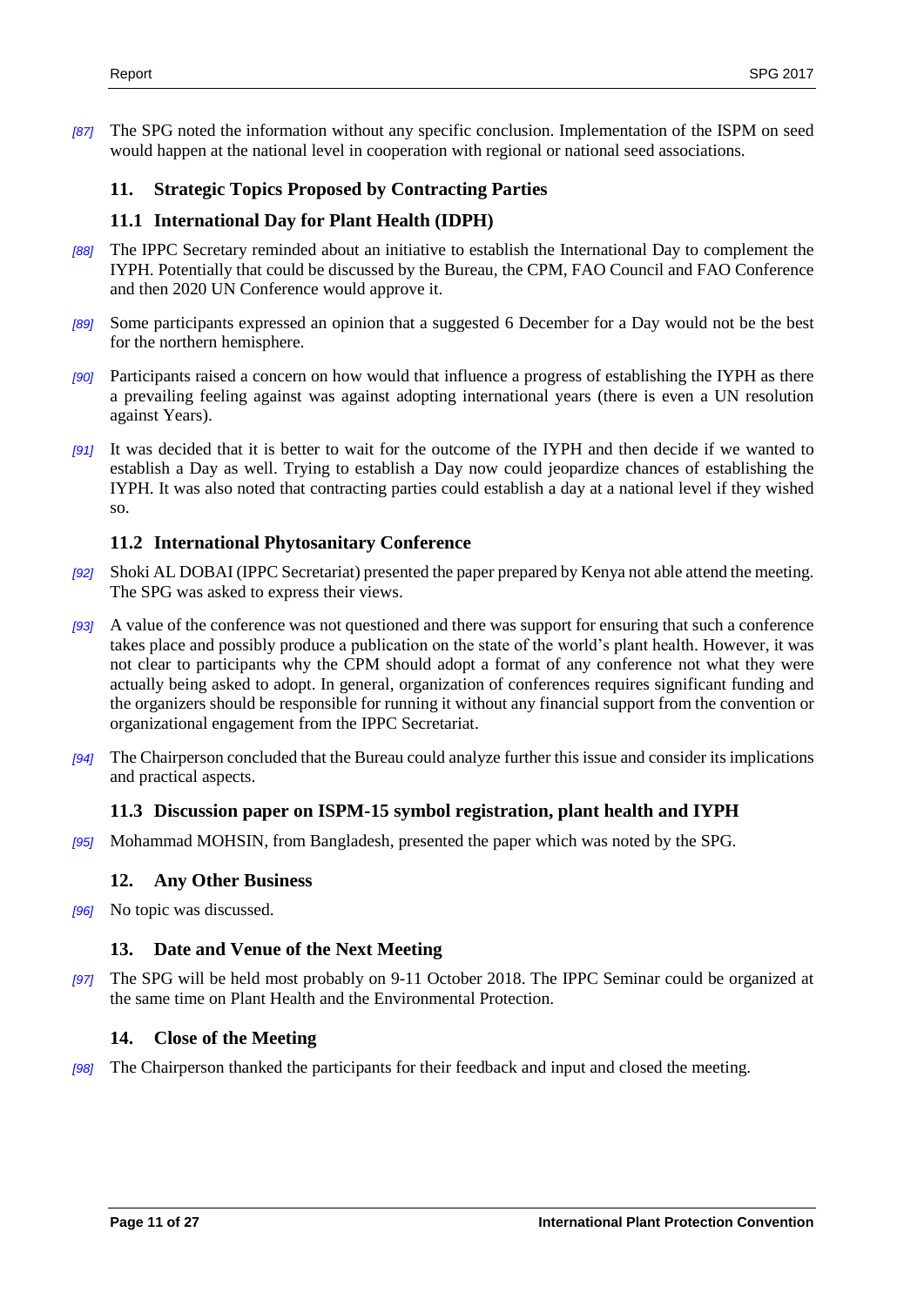*[87]* The SPG noted the information without any specific conclusion. Implementation of the ISPM on seed would happen at the national level in cooperation with regional or national seed associations.

## 11. Strategic Topics Proposed by Contracting Parties

### 11.1 International Day for Plant Health (IDPH)

*[88]* The IPPC Secretary reminded about an initiative to establish the International Day to complement the IYPH. Potentially that could be discussed by the Bureau, the CPM, FAO Council and FAO Conference and then 2020 UN Conference would approve it.

*[89]* Some participants expressed an opinion that a suggested 6 December for a Day would not be the best for the northern hemisphere.

*[90]* Participants raised a concern on how would that influence a progress of establishing the IYPH as there a prevailing feeling against was against adopting international years (there is even a UN resolution against Years).

*[91]* It was decided that it is better to wait for the outcome of the IYPH and then decide if we wanted to establish a Day as well. Trying to establish a Day now could jeopardize chances of establishing the IYPH. It was also noted that contracting parties could establish a day at a national level if they wished so.

### 11.2 International Phytosanitary Conference

*[92]* Shoki AL DOBAI (IPPC Secretariat) presented the paper prepared by Kenya not able attend the meeting. The SPG was asked to express their views.

*[93]* A value of the conference was not questioned and there was support for ensuring that such a conference takes place and possibly produce a publication on the state of the world's plant health. However, it was not clear to participants why the CPM should adopt a format of any conference not what they were actually being asked to adopt. In general, organization of conferences requires significant funding and the organizers should be responsible for running it without any financial support from the convention or organizational engagement from the IPPC Secretariat.

*[94]* The Chairperson concluded that the Bureau could analyze further this issue and consider its implications and practical aspects.

### 11.3 Discussion paper on ISPM-15 symbol registration, plant health and IYPH

*[95]* Mohammad MOHSIN, from Bangladesh, presented the paper which was noted by the SPG.

## 12. Any Other Business

*[96]* No topic was discussed.

## 13. Date and Venue of the Next Meeting

*[97]* The SPG will be held most probably on 9-11 October 2018. The IPPC Seminar could be organized at the same time on Plant Health and the Environmental Protection.

## 14. Close of the Meeting

*[98]* The Chairperson thanked the participants for their feedback and input and closed the meeting.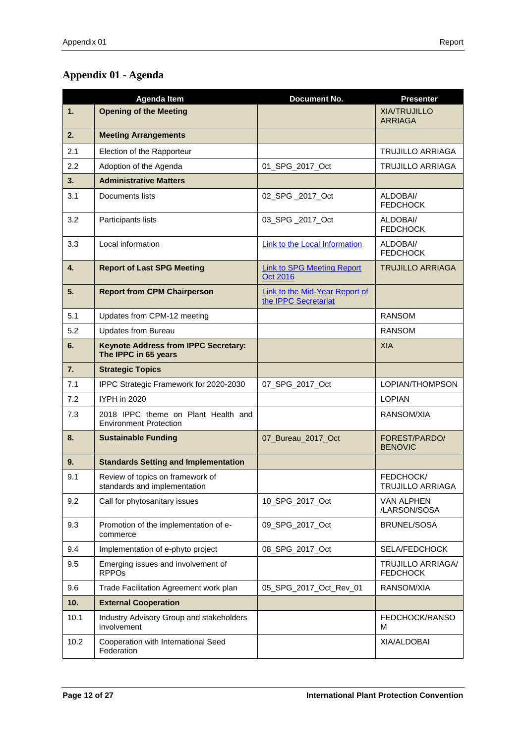# Appendix 01 - Agenda

| | Agenda Item | Document No. | Presenter |
|---|---|---|---|
| **1.** | **Opening of the Meeting** | | XIA/TRUJILLO ARRIAGA |
| **2.** | **Meeting Arrangements** | | |
| 2.1 | Election of the Rapporteur | | TRUJILLO ARRIAGA |
| 2.2 | Adoption of the Agenda | 01_SPG_2017_Oct | TRUJILLO ARRIAGA |
| **3.** | **Administrative Matters** | | |
| 3.1 | Documents lists | 02_SPG _2017_Oct | ALDOBAI/ FEDCHOCK |
| 3.2 | Participants lists | 03_SPG _2017_Oct | ALDOBAI/ FEDCHOCK |
| 3.3 | Local information | Link to the Local Information | ALDOBAI/ FEDCHOCK |
| **4.** | **Report of Last SPG Meeting** | Link to SPG Meeting Report Oct 2016 | TRUJILLO ARRIAGA |
| **5.** | **Report from CPM Chairperson** | Link to the Mid-Year Report of the IPPC Secretariat | |
| 5.1 | Updates from CPM-12 meeting | | RANSOM |
| 5.2 | Updates from Bureau | | RANSOM |
| **6.** | **Keynote Address from IPPC Secretary: The IPPC in 65 years** | | XIA |
| **7.** | **Strategic Topics** | | |
| 7.1 | IPPC Strategic Framework for 2020-2030 | 07_SPG_2017_Oct | LOPIAN/THOMPSON |
| 7.2 | IYPH in 2020 | | LOPIAN |
| 7.3 | 2018 IPPC theme on Plant Health and Environment Protection | | RANSOM/XIA |
| **8.** | **Sustainable Funding** | 07_Bureau_2017_Oct | FOREST/PARDO/ BENOVIC |
| **9.** | **Standards Setting and Implementation** | | |
| 9.1 | Review of topics on framework of standards and implementation | | FEDCHOCK/ TRUJILLO ARRIAGA |
| 9.2 | Call for phytosanitary issues | 10_SPG_2017_Oct | VAN ALPHEN /LARSON/SOSA |
| 9.3 | Promotion of the implementation of e-commerce | 09_SPG_2017_Oct | BRUNEL/SOSA |
| 9.4 | Implementation of e-phyto project | 08_SPG_2017_Oct | SELA/FEDCHOCK |
| 9.5 | Emerging issues and involvement of RPPOs | | TRUJILLO ARRIAGA/ FEDCHOCK |
| 9.6 | Trade Facilitation Agreement work plan | 05_SPG_2017_Oct_Rev_01 | RANSOM/XIA |
| **10.** | **External Cooperation** | | |
| 10.1 | Industry Advisory Group and stakeholders involvement | | FEDCHOCK/RANSOM |
| 10.2 | Cooperation with International Seed Federation | | XIA/ALDOBAI |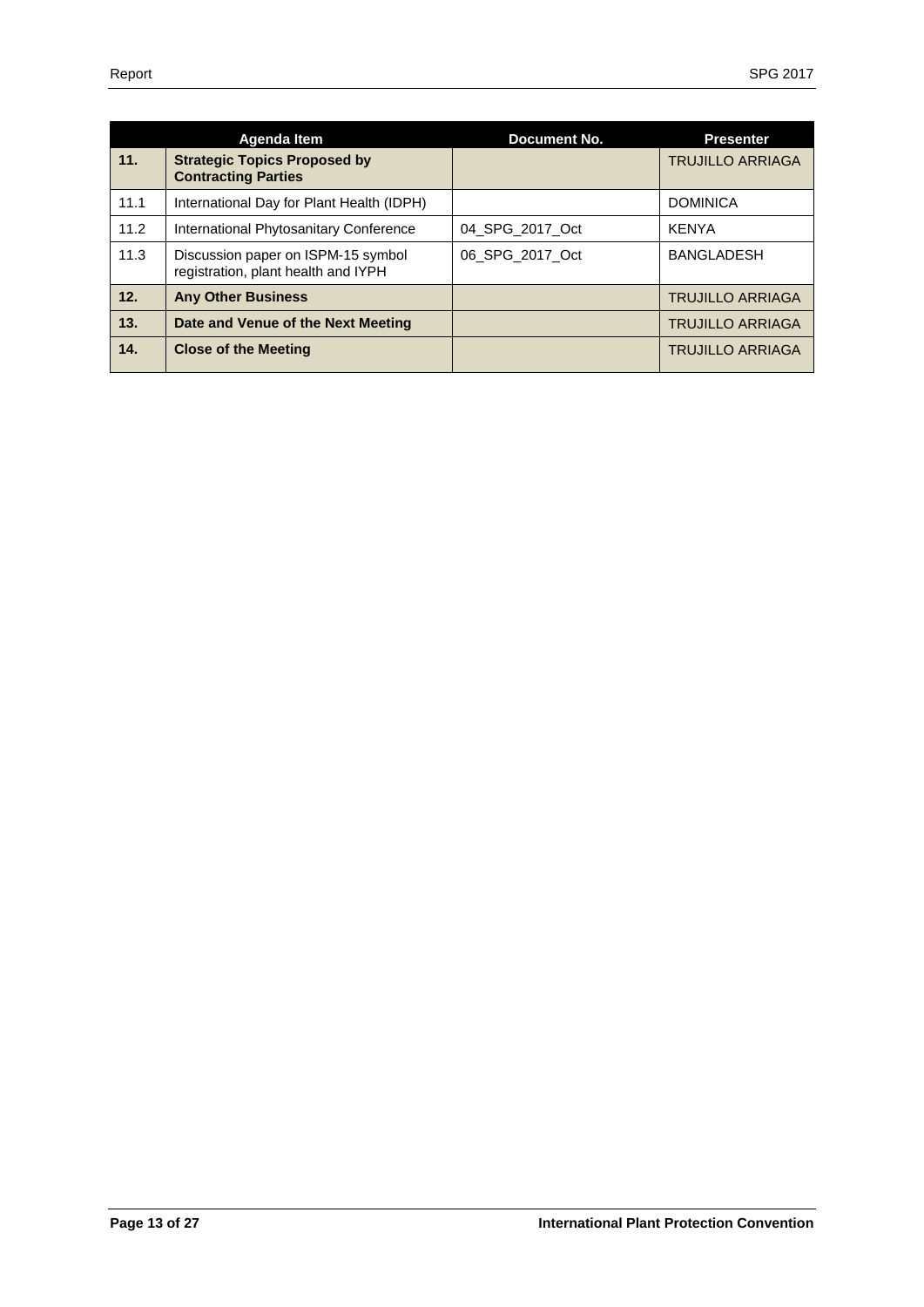| | Agenda Item | Document No. | Presenter |
|---|---|---|---|
| **11.** | **Strategic Topics Proposed by Contracting Parties** | | TRUJILLO ARRIAGA |
| 11.1 | International Day for Plant Health (IDPH) | | DOMINICA |
| 11.2 | International Phytosanitary Conference | 04_SPG_2017_Oct | KENYA |
| 11.3 | Discussion paper on ISPM-15 symbol registration, plant health and IYPH | 06_SPG_2017_Oct | BANGLADESH |
| **12.** | **Any Other Business** | | TRUJILLO ARRIAGA |
| **13.** | **Date and Venue of the Next Meeting** | | TRUJILLO ARRIAGA |
| **14.** | **Close of the Meeting** | | TRUJILLO ARRIAGA |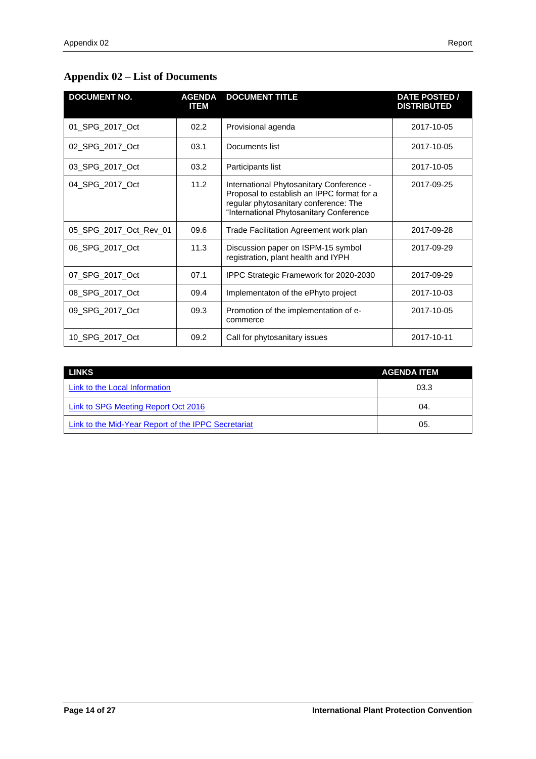## Appendix 02 – List of Documents

| DOCUMENT NO. | AGENDA ITEM | DOCUMENT TITLE | DATE POSTED / DISTRIBUTED |
|---|---|---|---|
| 01_SPG_2017_Oct | 02.2 | Provisional agenda | 2017-10-05 |
| 02_SPG_2017_Oct | 03.1 | Documents list | 2017-10-05 |
| 03_SPG_2017_Oct | 03.2 | Participants list | 2017-10-05 |
| 04_SPG_2017_Oct | 11.2 | International Phytosanitary Conference - Proposal to establish an IPPC format for a regular phytosanitary conference: The "International Phytosanitary Conference | 2017-09-25 |
| 05_SPG_2017_Oct_Rev_01 | 09.6 | Trade Facilitation Agreement work plan | 2017-09-28 |
| 06_SPG_2017_Oct | 11.3 | Discussion paper on ISPM-15 symbol registration, plant health and IYPH | 2017-09-29 |
| 07_SPG_2017_Oct | 07.1 | IPPC Strategic Framework for 2020-2030 | 2017-09-29 |
| 08_SPG_2017_Oct | 09.4 | Implementaton of the ePhyto project | 2017-10-03 |
| 09_SPG_2017_Oct | 09.3 | Promotion of the implementation of e-commerce | 2017-10-05 |
| 10_SPG_2017_Oct | 09.2 | Call for phytosanitary issues | 2017-10-11 |

| LINKS | AGENDA ITEM |
|---|---|
| Link to the Local Information | 03.3 |
| Link to SPG Meeting Report Oct 2016 | 04. |
| Link to the Mid-Year Report of the IPPC Secretariat | 05. |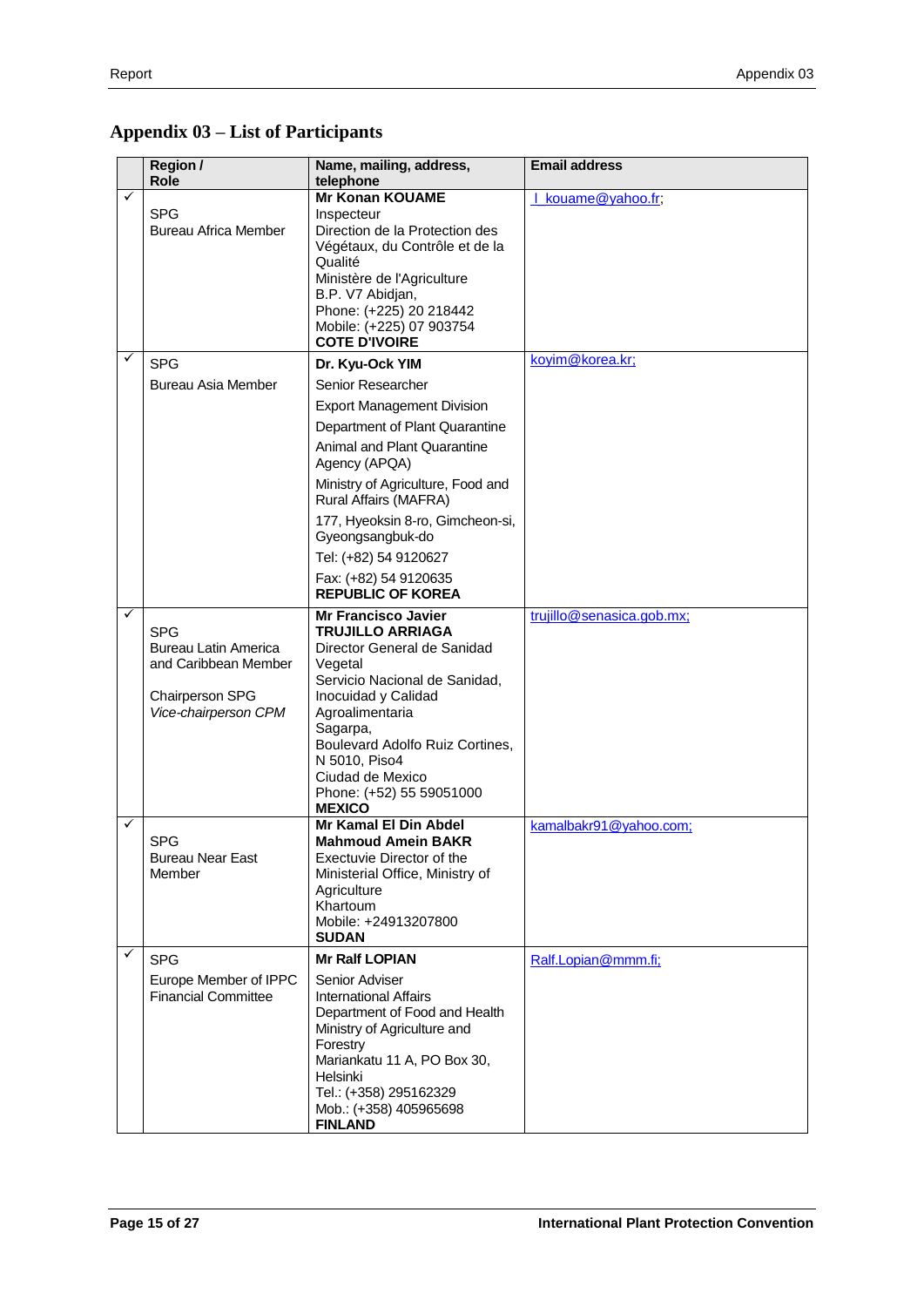## Appendix 03 – List of Participants

| | Region / Role | Name, mailing, address, telephone | Email address |
|---|---|---|---|
| ✓ | SPG<br>Bureau Africa Member | **Mr Konan KOUAME**<br>Inspecteur<br>Direction de la Protection des Végétaux, du Contrôle et de la Qualité<br>Ministère de l'Agriculture<br>B.P. V7 Abidjan,<br>Phone: (+225) 20 218442<br>Mobile: (+225) 07 903754<br>**COTE D'IVOIRE** | l_kouame@yahoo.fr; |
| ✓ | SPG<br>Bureau Asia Member | **Dr. Kyu-Ock YIM**<br>Senior Researcher<br>Export Management Division<br>Department of Plant Quarantine<br>Animal and Plant Quarantine Agency (APQA)<br>Ministry of Agriculture, Food and Rural Affairs (MAFRA)<br>177, Hyeoksin 8-ro, Gimcheon-si, Gyeongsangbuk-do<br>Tel: (+82) 54 9120627<br>Fax: (+82) 54 9120635<br>**REPUBLIC OF KOREA** | koyim@korea.kr; |
| ✓ | SPG<br>Bureau Latin America and Caribbean Member<br><br>Chairperson SPG<br>*Vice-chairperson CPM* | **Mr Francisco Javier TRUJILLO ARRIAGA**<br>Director General de Sanidad Vegetal<br>Servicio Nacional de Sanidad, Inocuidad y Calidad Agroalimentaria<br>Sagarpa,<br>Boulevard Adolfo Ruiz Cortines, N 5010, Piso4<br>Ciudad de Mexico<br>Phone: (+52) 55 59051000<br>**MEXICO** | trujillo@senasica.gob.mx; |
| ✓ | SPG<br>Bureau Near East Member | **Mr Kamal El Din Abdel Mahmoud Amein BAKR**<br>Exectuvie Director of the Ministerial Office, Ministry of Agriculture<br>Khartoum<br>Mobile: +24913207800<br>**SUDAN** | kamalbakr91@yahoo.com; |
| ✓ | SPG<br>Europe Member of IPPC Financial Committee | **Mr Ralf LOPIAN**<br>Senior Adviser<br>International Affairs<br>Department of Food and Health<br>Ministry of Agriculture and Forestry<br>Mariankatu 11 A, PO Box 30, Helsinki<br>Tel.: (+358) 295162329<br>Mob.: (+358) 405965698<br>**FINLAND** | Ralf.Lopian@mmm.fi; |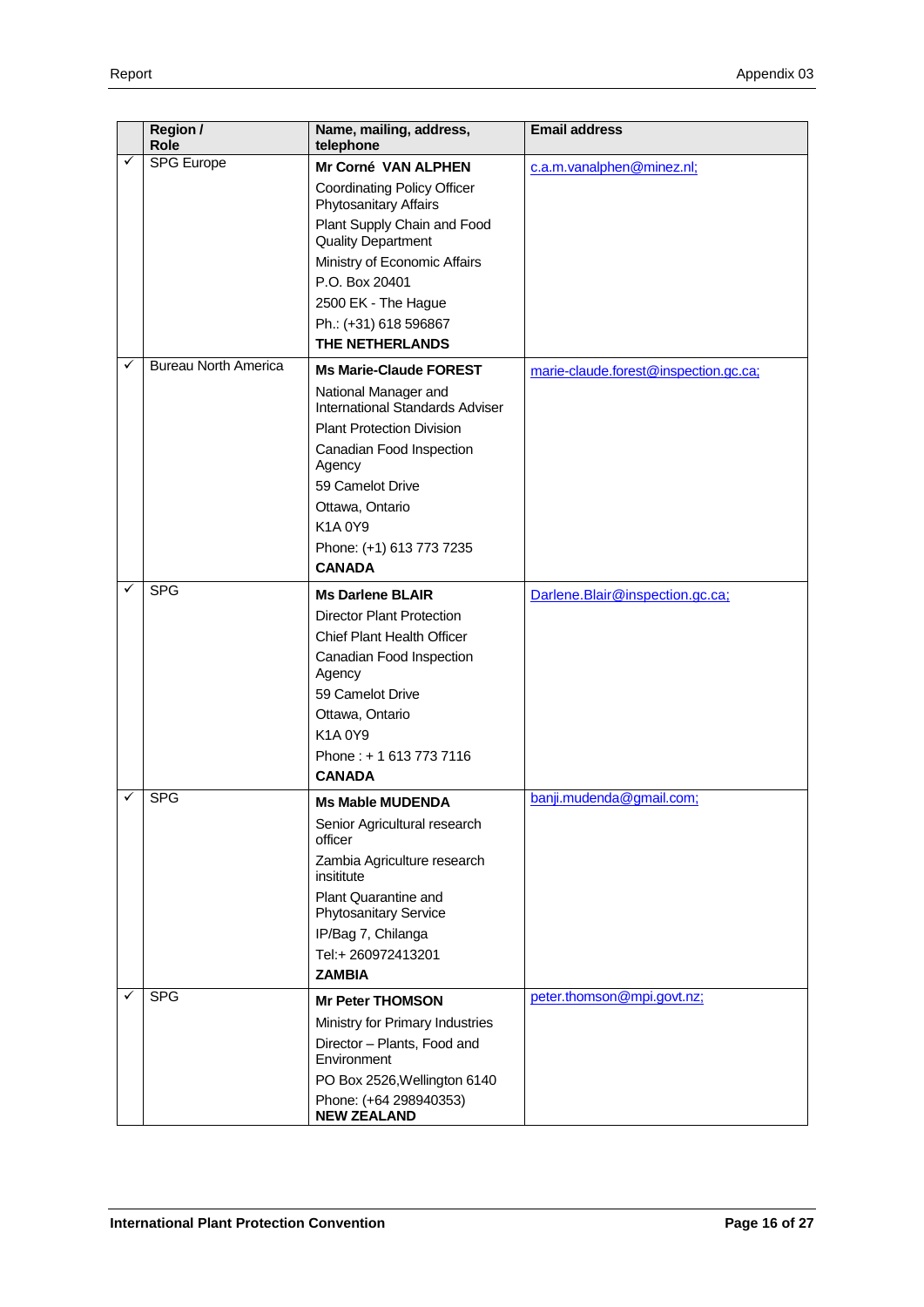| | Region / Role | Name, mailing, address, telephone | Email address |
|---|---|---|---|
| ✓ | SPG Europe | **Mr Corné VAN ALPHEN**<br>Coordinating Policy Officer Phytosanitary Affairs<br>Plant Supply Chain and Food Quality Department<br>Ministry of Economic Affairs<br>P.O. Box 20401<br>2500 EK - The Hague<br>Ph.: (+31) 618 596867<br>**THE NETHERLANDS** | c.a.m.vanalphen@minez.nl; |
| ✓ | Bureau North America | **Ms Marie-Claude FOREST**<br>National Manager and International Standards Adviser<br>Plant Protection Division<br>Canadian Food Inspection Agency<br>59 Camelot Drive<br>Ottawa, Ontario<br>K1A 0Y9<br>Phone: (+1) 613 773 7235<br>**CANADA** | marie-claude.forest@inspection.gc.ca; |
| ✓ | SPG | **Ms Darlene BLAIR**<br>Director Plant Protection<br>Chief Plant Health Officer<br>Canadian Food Inspection Agency<br>59 Camelot Drive<br>Ottawa, Ontario<br>K1A 0Y9<br>Phone : + 1 613 773 7116<br>**CANADA** | Darlene.Blair@inspection.gc.ca; |
| ✓ | SPG | **Ms Mable MUDENDA**<br>Senior Agricultural research officer<br>Zambia Agriculture research insititute<br>Plant Quarantine and Phytosanitary Service<br>IP/Bag 7, Chilanga<br>Tel:+ 260972413201<br>**ZAMBIA** | banji.mudenda@gmail.com; |
| ✓ | SPG | **Mr Peter THOMSON**<br>Ministry for Primary Industries<br>Director – Plants, Food and Environment<br>PO Box 2526,Wellington 6140<br>Phone: (+64 298940353)<br>**NEW ZEALAND** | peter.thomson@mpi.govt.nz; |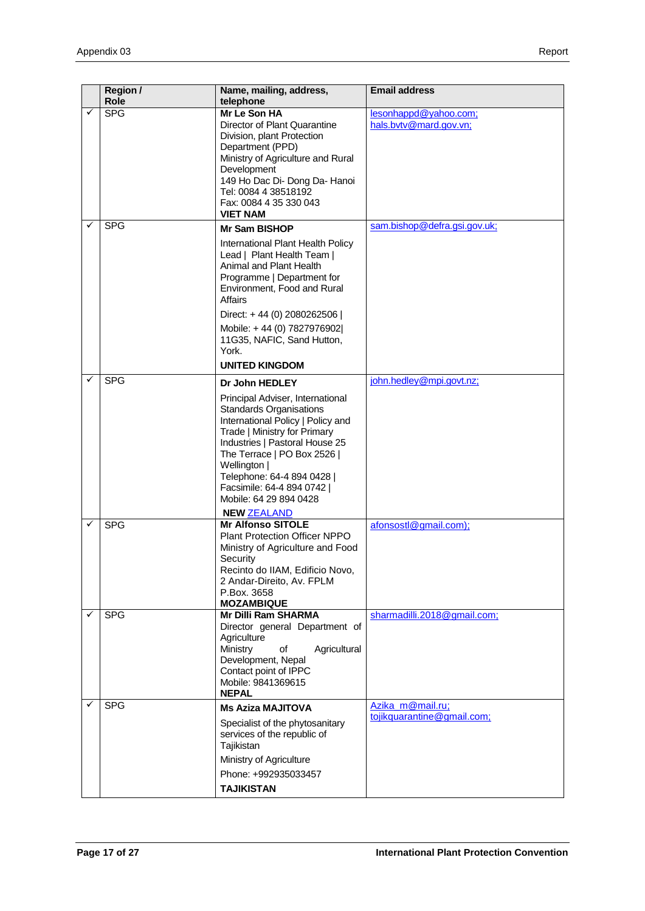|  | Region / Role | Name, mailing, address, telephone | Email address |
|---|---|---|---|
| ✓ | SPG | **Mr Le Son HA**<br>Director of Plant Quarantine Division, plant Protection Department (PPD)<br>Ministry of Agriculture and Rural Development<br>149 Ho Dac Di- Dong Da- Hanoi<br>Tel: 0084 4 38518192<br>Fax: 0084 4 35 330 043<br>**VIET NAM** | lesonhappd@yahoo.com;<br>hals.bvtv@mard.gov.vn; |
| ✓ | SPG | **Mr Sam BISHOP**<br>International Plant Health Policy Lead \| Plant Health Team \| Animal and Plant Health Programme \| Department for Environment, Food and Rural Affairs<br>Direct: + 44 (0) 2080262506 \|<br>Mobile: + 44 (0) 7827976902\|<br>11G35, NAFIC, Sand Hutton, York.<br>**UNITED KINGDOM** | sam.bishop@defra.gsi.gov.uk; |
| ✓ | SPG | **Dr John HEDLEY**<br>Principal Adviser, International Standards Organisations<br>International Policy \| Policy and Trade \| Ministry for Primary Industries \| Pastoral House 25 The Terrace \| PO Box 2526 \| Wellington \|<br>Telephone: 64-4 894 0428 \|<br>Facsimile: 64-4 894 0742 \|<br>Mobile: 64 29 894 0428<br>**NEW ZEALAND** | john.hedley@mpi.govt.nz; |
| ✓ | SPG | **Mr Alfonso SITOLE**<br>Plant Protection Officer NPPO<br>Ministry of Agriculture and Food Security<br>Recinto do IIAM, Edificio Novo, 2 Andar-Direito, Av. FPLM<br>P.Box. 3658<br>**MOZAMBIQUE** | afonsostl@gmail.com); |
| ✓ | SPG | **Mr Dilli Ram SHARMA**<br>Director general Department of Agriculture<br>Ministry of Agricultural Development, Nepal<br>Contact point of IPPC<br>Mobile: 9841369615<br>**NEPAL** | sharmadilli.2018@gmail.com; |
| ✓ | SPG | **Ms Aziza MAJITOVA**<br>Specialist of the phytosanitary services of the republic of Tajikistan<br>Ministry of Agriculture<br>Phone: +992935033457<br>**TAJIKISTAN** | Azika_m@mail.ru;<br>tojikquarantine@gmail.com; |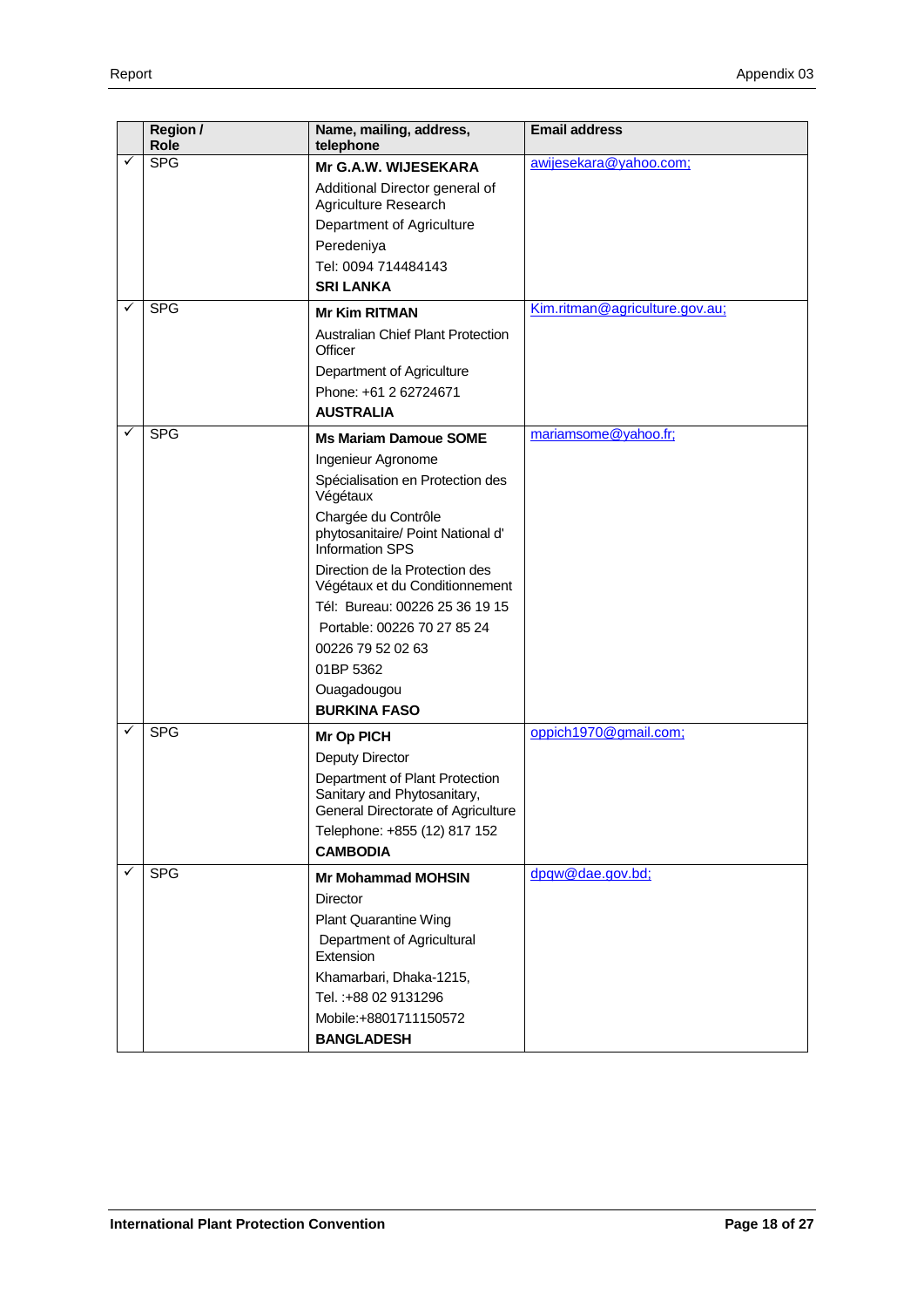| | Region / Role | Name, mailing, address, telephone | Email address |
|---|---|---|---|
| ✓ | SPG | **Mr G.A.W. WIJESEKARA**<br>Additional Director general of Agriculture Research<br>Department of Agriculture<br>Peredeniya<br>Tel: 0094 714484143<br>**SRI LANKA** | awijesekara@yahoo.com; |
| ✓ | SPG | **Mr Kim RITMAN**<br>Australian Chief Plant Protection Officer<br>Department of Agriculture<br>Phone: +61 2 62724671<br>**AUSTRALIA** | Kim.ritman@agriculture.gov.au; |
| ✓ | SPG | **Ms Mariam Damoue SOME**<br>Ingenieur Agronome<br>Spécialisation en Protection des Végétaux<br>Chargée du Contrôle phytosanitaire/ Point National d' Information SPS<br>Direction de la Protection des Végétaux et du Conditionnement<br>Tél: Bureau: 00226 25 36 19 15<br>Portable: 00226 70 27 85 24<br>00226 79 52 02 63<br>01BP 5362<br>Ouagadougou<br>**BURKINA FASO** | mariamsome@yahoo.fr; |
| ✓ | SPG | **Mr Op PICH**<br>Deputy Director<br>Department of Plant Protection Sanitary and Phytosanitary, General Directorate of Agriculture<br>Telephone: +855 (12) 817 152<br>**CAMBODIA** | oppich1970@gmail.com; |
| ✓ | SPG | **Mr Mohammad MOHSIN**<br>Director<br>Plant Quarantine Wing<br>Department of Agricultural Extension<br>Khamarbari, Dhaka-1215,<br>Tel. :+88 02 9131296<br>Mobile:+8801711150572<br>**BANGLADESH** | dpqw@dae.gov.bd; |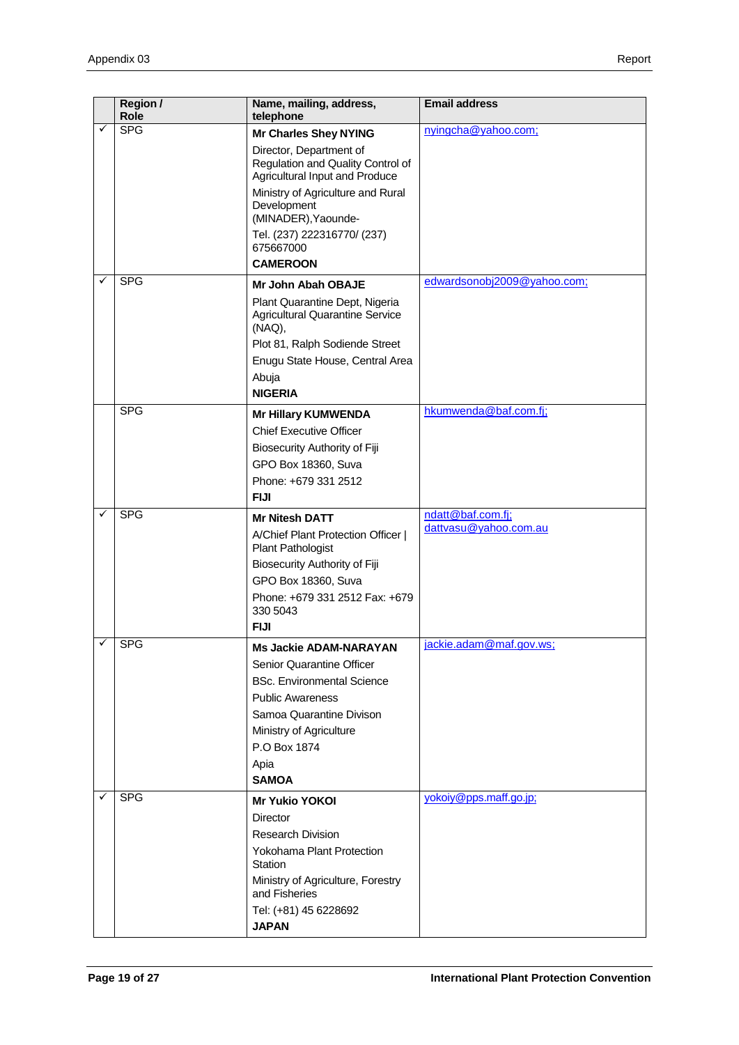|  | Region / Role | Name, mailing, address, telephone | Email address |
|---|---|---|---|
| ✓ | SPG | **Mr Charles Shey NYING**<br>Director, Department of Regulation and Quality Control of Agricultural Input and Produce<br>Ministry of Agriculture and Rural Development (MINADER),Yaounde-<br>Tel. (237) 222316770/ (237) 675667000<br>**CAMEROON** | nyingcha@yahoo.com; |
| ✓ | SPG | **Mr John Abah OBAJE**<br>Plant Quarantine Dept, Nigeria Agricultural Quarantine Service (NAQ),<br>Plot 81, Ralph Sodiende Street<br>Enugu State House, Central Area<br>Abuja<br>**NIGERIA** | edwardsonobj2009@yahoo.com; |
|  | SPG | **Mr Hillary KUMWENDA**<br>Chief Executive Officer<br>Biosecurity Authority of Fiji<br>GPO Box 18360, Suva<br>Phone: +679 331 2512<br>**FIJI** | hkumwenda@baf.com.fj; |
| ✓ | SPG | **Mr Nitesh DATT**<br>A/Chief Plant Protection Officer \| Plant Pathologist<br>Biosecurity Authority of Fiji<br>GPO Box 18360, Suva<br>Phone: +679 331 2512 Fax: +679 330 5043<br>**FIJI** | ndatt@baf.com.fj;<br>dattvasu@yahoo.com.au |
| ✓ | SPG | **Ms Jackie ADAM-NARAYAN**<br>Senior Quarantine Officer<br>BSc. Environmental Science<br>Public Awareness<br>Samoa Quarantine Divison<br>Ministry of Agriculture<br>P.O Box 1874<br>Apia<br>**SAMOA** | jackie.adam@maf.gov.ws; |
| ✓ | SPG | **Mr Yukio YOKOI**<br>Director<br>Research Division<br>Yokohama Plant Protection Station<br>Ministry of Agriculture, Forestry and Fisheries<br>Tel: (+81) 45 6228692<br>**JAPAN** | yokoiy@pps.maff.go.jp; |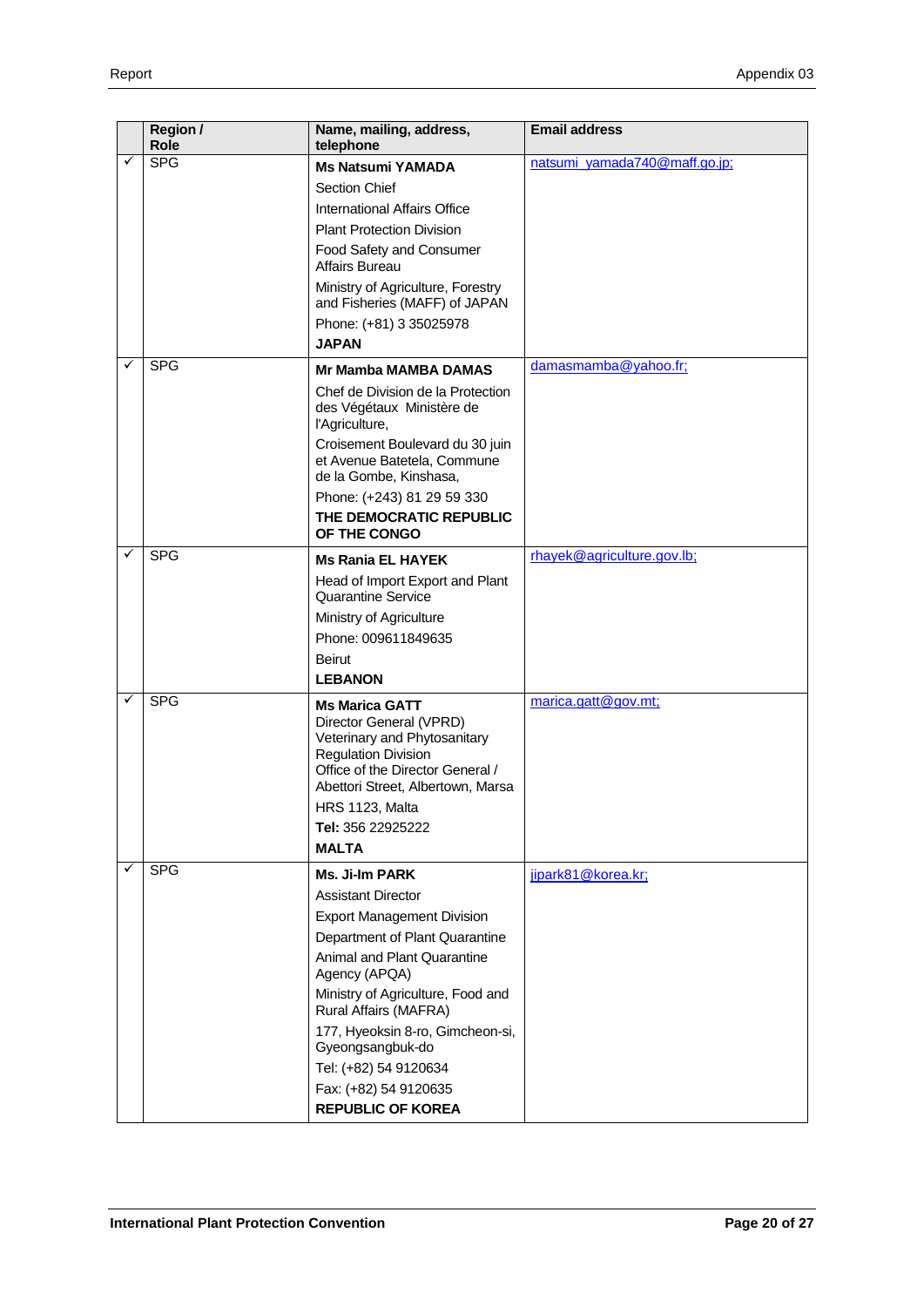| | Region / Role | Name, mailing, address, telephone | Email address |
|---|---|---|---|
| ✓ | SPG | **Ms Natsumi YAMADA**<br>Section Chief<br>International Affairs Office<br>Plant Protection Division<br>Food Safety and Consumer Affairs Bureau<br>Ministry of Agriculture, Forestry and Fisheries (MAFF) of JAPAN<br>Phone: (+81) 3 35025978<br>**JAPAN** | natsumi_yamada740@maff.go.jp; |
| ✓ | SPG | **Mr Mamba MAMBA DAMAS**<br>Chef de Division de la Protection des Végétaux Ministère de l'Agriculture,<br>Croisement Boulevard du 30 juin et Avenue Batetela, Commune de la Gombe, Kinshasa,<br>Phone: (+243) 81 29 59 330<br>**THE DEMOCRATIC REPUBLIC OF THE CONGO** | damasmamba@yahoo.fr; |
| ✓ | SPG | **Ms Rania EL HAYEK**<br>Head of Import Export and Plant Quarantine Service<br>Ministry of Agriculture<br>Phone: 009611849635<br>Beirut<br>**LEBANON** | rhayek@agriculture.gov.lb; |
| ✓ | SPG | **Ms Marica GATT**<br>Director General (VPRD)<br>Veterinary and Phytosanitary Regulation Division<br>Office of the Director General / Abettori Street, Albertown, Marsa<br>HRS 1123, Malta<br>**Tel:** 356 22925222<br>**MALTA** | marica.gatt@gov.mt; |
| ✓ | SPG | **Ms. Ji-Im PARK**<br>Assistant Director<br>Export Management Division<br>Department of Plant Quarantine<br>Animal and Plant Quarantine Agency (APQA)<br>Ministry of Agriculture, Food and Rural Affairs (MAFRA)<br>177, Hyeoksin 8-ro, Gimcheon-si, Gyeongsangbuk-do<br>Tel: (+82) 54 9120634<br>Fax: (+82) 54 9120635<br>**REPUBLIC OF KOREA** | jipark81@korea.kr; |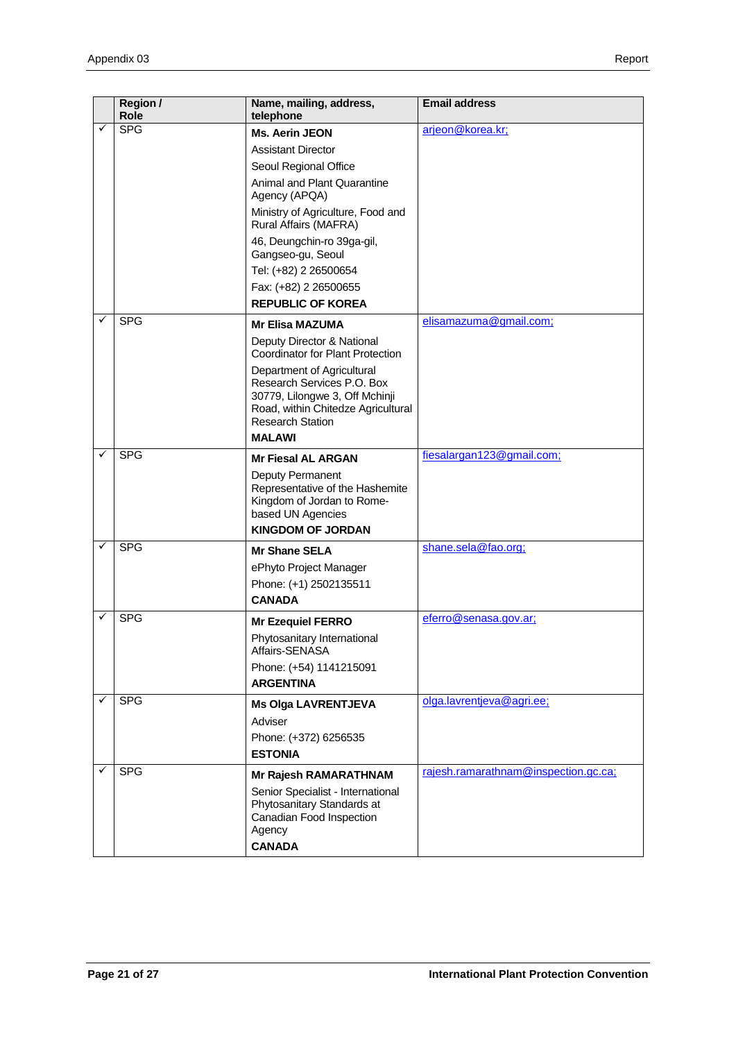| | Region / Role | Name, mailing, address, telephone | Email address |
|---|---|---|---|
| ✓ | SPG | **Ms. Aerin JEON**<br>Assistant Director<br>Seoul Regional Office<br>Animal and Plant Quarantine Agency (APQA)<br>Ministry of Agriculture, Food and Rural Affairs (MAFRA)<br>46, Deungchin-ro 39ga-gil, Gangseo-gu, Seoul<br>Tel: (+82) 2 26500654<br>Fax: (+82) 2 26500655<br>**REPUBLIC OF KOREA** | arjeon@korea.kr; |
| ✓ | SPG | **Mr Elisa MAZUMA**<br>Deputy Director & National Coordinator for Plant Protection<br>Department of Agricultural Research Services P.O. Box 30779, Lilongwe 3, Off Mchinji Road, within Chitedze Agricultural Research Station<br>**MALAWI** | elisamazuma@gmail.com; |
| ✓ | SPG | **Mr Fiesal AL ARGAN**<br>Deputy Permanent Representative of the Hashemite Kingdom of Jordan to Rome-based UN Agencies<br>**KINGDOM OF JORDAN** | fiesalargan123@gmail.com; |
| ✓ | SPG | **Mr Shane SELA**<br>ePhyto Project Manager<br>Phone: (+1) 2502135511<br>**CANADA** | shane.sela@fao.org; |
| ✓ | SPG | **Mr Ezequiel FERRO**<br>Phytosanitary International Affairs-SENASA<br>Phone: (+54) 1141215091<br>**ARGENTINA** | eferro@senasa.gov.ar; |
| ✓ | SPG | **Ms Olga LAVRENTJEVA**<br>Adviser<br>Phone: (+372) 6256535<br>**ESTONIA** | olga.lavrentjeva@agri.ee; |
| ✓ | SPG | **Mr Rajesh RAMARATHNAM**<br>Senior Specialist - International Phytosanitary Standards at Canadian Food Inspection Agency<br>**CANADA** | rajesh.ramarathnam@inspection.gc.ca; |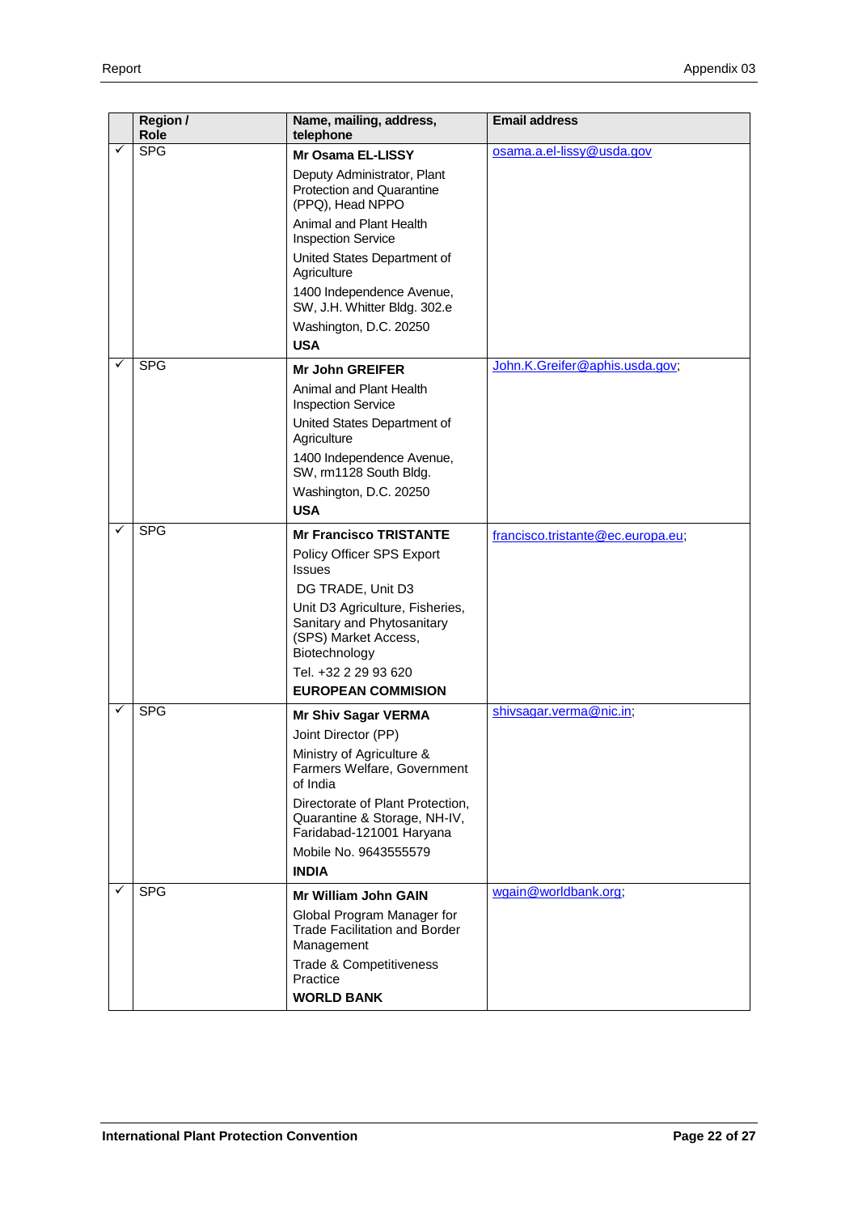| | Region / Role | Name, mailing, address, telephone | Email address |
|---|---|---|---|
| ✓ | SPG | **Mr Osama EL-LISSY**<br>Deputy Administrator, Plant Protection and Quarantine (PPQ), Head NPPO<br>Animal and Plant Health Inspection Service<br>United States Department of Agriculture<br>1400 Independence Avenue, SW, J.H. Whitter Bldg. 302.e<br>Washington, D.C. 20250<br>**USA** | osama.a.el-lissy@usda.gov |
| ✓ | SPG | **Mr John GREIFER**<br>Animal and Plant Health Inspection Service<br>United States Department of Agriculture<br>1400 Independence Avenue, SW, rm1128 South Bldg.<br>Washington, D.C. 20250<br>**USA** | John.K.Greifer@aphis.usda.gov; |
| ✓ | SPG | **Mr Francisco TRISTANTE**<br>Policy Officer SPS Export Issues<br>DG TRADE, Unit D3<br>Unit D3 Agriculture, Fisheries, Sanitary and Phytosanitary (SPS) Market Access, Biotechnology<br>Tel. +32 2 29 93 620<br>**EUROPEAN COMMISION** | francisco.tristante@ec.europa.eu; |
| ✓ | SPG | **Mr Shiv Sagar VERMA**<br>Joint Director (PP)<br>Ministry of Agriculture & Farmers Welfare, Government of India<br>Directorate of Plant Protection, Quarantine & Storage, NH-IV, Faridabad-121001 Haryana<br>Mobile No. 9643555579<br>**INDIA** | shivsagar.verma@nic.in; |
| ✓ | SPG | **Mr William John GAIN**<br>Global Program Manager for Trade Facilitation and Border Management<br>Trade & Competitiveness Practice<br>**WORLD BANK** | wgain@worldbank.org; |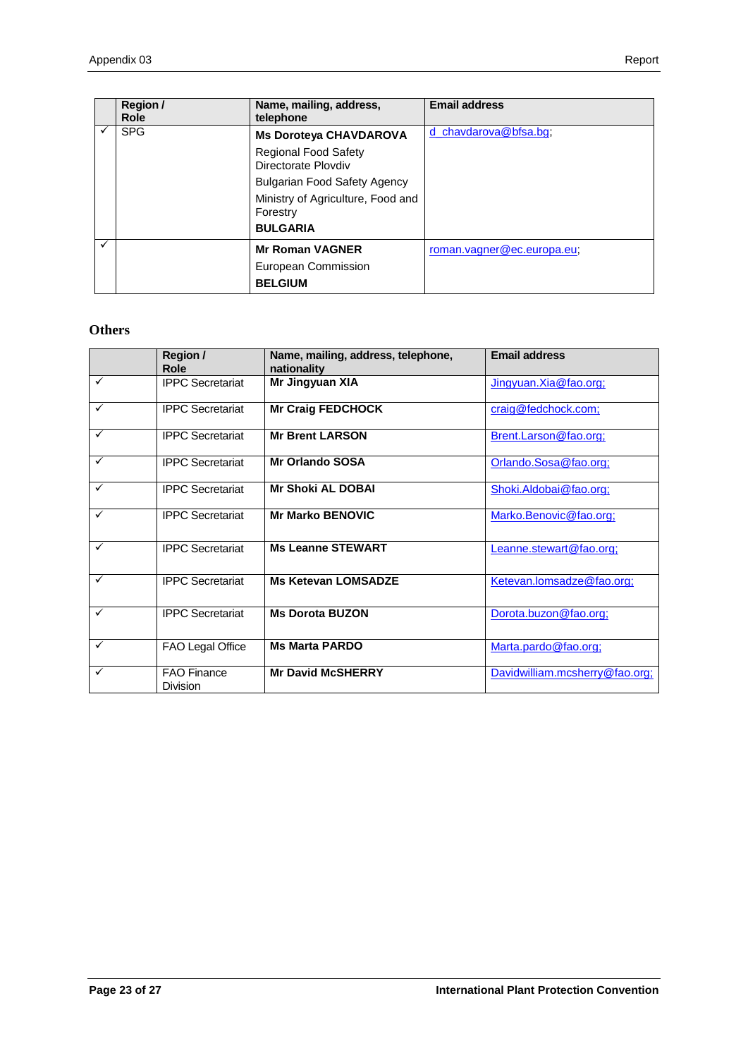| | Region / Role | Name, mailing, address, telephone | Email address |
|---|---|---|---|
| ✓ | SPG | **Ms Doroteya CHAVDAROVA**<br>Regional Food Safety Directorate Plovdiv<br>Bulgarian Food Safety Agency<br>Ministry of Agriculture, Food and Forestry<br>**BULGARIA** | d_chavdarova@bfsa.bg; |
| ✓ | | **Mr Roman VAGNER**<br>European Commission<br>**BELGIUM** | roman.vagner@ec.europa.eu; |

## Others

| | Region / Role | Name, mailing, address, telephone, nationality | Email address |
|---|---|---|---|
| ✓ | IPPC Secretariat | **Mr Jingyuan XIA** | Jingyuan.Xia@fao.org; |
| ✓ | IPPC Secretariat | **Mr Craig FEDCHOCK** | craig@fedchock.com; |
| ✓ | IPPC Secretariat | **Mr Brent LARSON** | Brent.Larson@fao.org; |
| ✓ | IPPC Secretariat | **Mr Orlando SOSA** | Orlando.Sosa@fao.org; |
| ✓ | IPPC Secretariat | **Mr Shoki AL DOBAI** | Shoki.Aldobai@fao.org; |
| ✓ | IPPC Secretariat | **Mr Marko BENOVIC** | Marko.Benovic@fao.org; |
| ✓ | IPPC Secretariat | **Ms Leanne STEWART** | Leanne.stewart@fao.org; |
| ✓ | IPPC Secretariat | **Ms Ketevan LOMSADZE** | Ketevan.lomsadze@fao.org; |
| ✓ | IPPC Secretariat | **Ms Dorota BUZON** | Dorota.buzon@fao.org; |
| ✓ | FAO Legal Office | **Ms Marta PARDO** | Marta.pardo@fao.org; |
| ✓ | FAO Finance Division | **Mr David McSHERRY** | Davidwilliam.mcsherry@fao.org; |